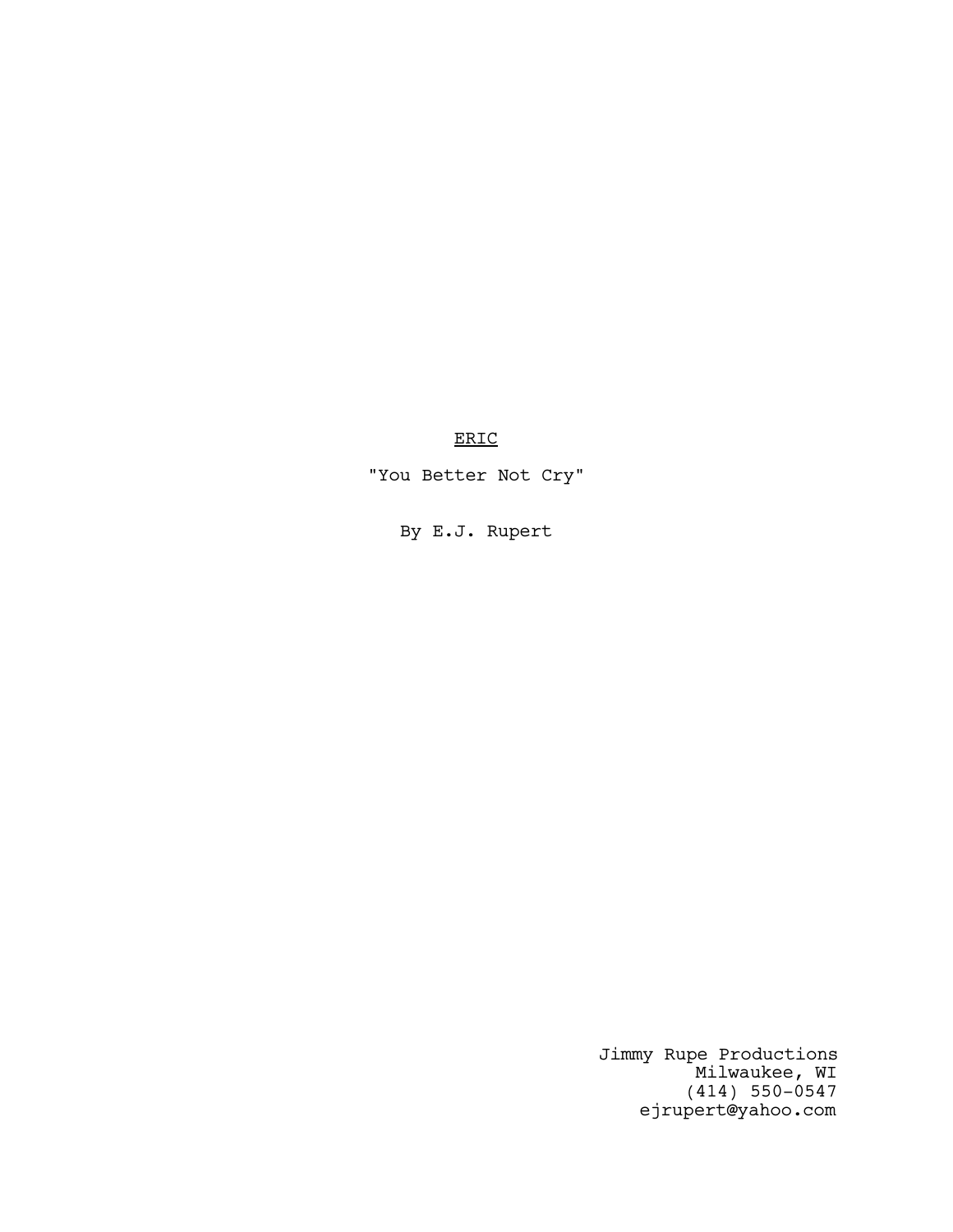<u>ERIC</u>

"You Better Not Cry"

By E.J. Rupert

Jimmy Rupe Productions
Milwaukee, WI
(414) 550-0547
ejrupert@yahoo.com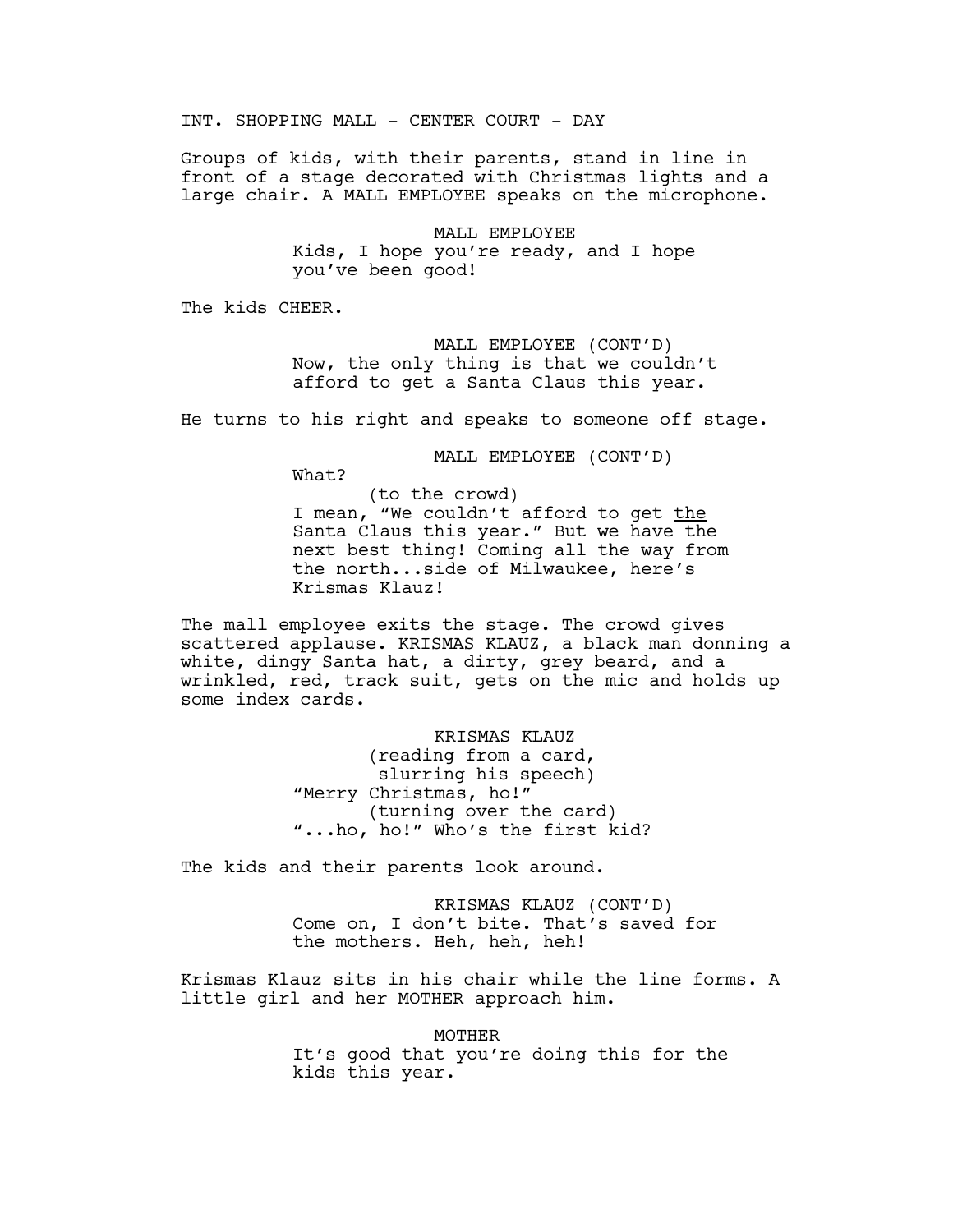INT. SHOPPING MALL - CENTER COURT - DAY

Groups of kids, with their parents, stand in line in front of a stage decorated with Christmas lights and a large chair. A MALL EMPLOYEE speaks on the microphone.

MALL EMPLOYEE
Kids, I hope you're ready, and I hope you've been good!

The kids CHEER.

MALL EMPLOYEE (CONT'D)
Now, the only thing is that we couldn't afford to get a Santa Claus this year.

He turns to his right and speaks to someone off stage.

MALL EMPLOYEE (CONT'D)
What?
(to the crowd)
I mean, "We couldn't afford to get <u>the</u> Santa Claus this year." But we have the next best thing! Coming all the way from the north...side of Milwaukee, here's Krismas Klauz!

The mall employee exits the stage. The crowd gives scattered applause. KRISMAS KLAUZ, a black man donning a white, dingy Santa hat, a dirty, grey beard, and a wrinkled, red, track suit, gets on the mic and holds up some index cards.

KRISMAS KLAUZ
(reading from a card, slurring his speech)
"Merry Christmas, ho!"
(turning over the card)
"...ho, ho!" Who's the first kid?

The kids and their parents look around.

KRISMAS KLAUZ (CONT'D)
Come on, I don't bite. That's saved for the mothers. Heh, heh, heh!

Krismas Klauz sits in his chair while the line forms. A little girl and her MOTHER approach him.

MOTHER
It's good that you're doing this for the kids this year.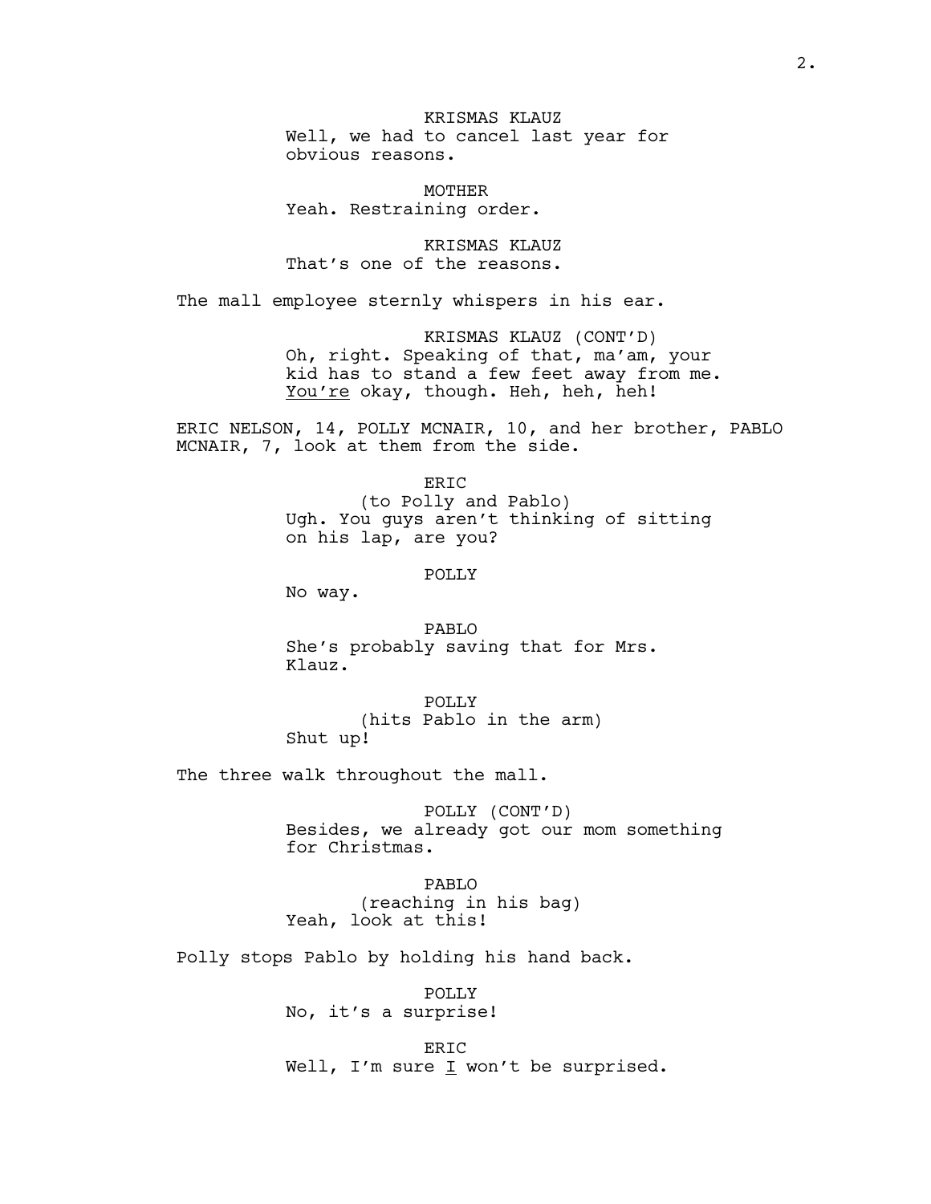KRISMAS KLAUZ
Well, we had to cancel last year for obvious reasons.

MOTHER
Yeah. Restraining order.

KRISMAS KLAUZ
That's one of the reasons.

The mall employee sternly whispers in his ear.

KRISMAS KLAUZ (CONT'D)
Oh, right. Speaking of that, ma'am, your kid has to stand a few feet away from me. <u>You're</u> okay, though. Heh, heh, heh!

ERIC NELSON, 14, POLLY MCNAIR, 10, and her brother, PABLO MCNAIR, 7, look at them from the side.

ERIC
(to Polly and Pablo)
Ugh. You guys aren't thinking of sitting on his lap, are you?

POLLY
No way.

PABLO
She's probably saving that for Mrs. Klauz.

POLLY
(hits Pablo in the arm)
Shut up!

The three walk throughout the mall.

POLLY (CONT'D)
Besides, we already got our mom something for Christmas.

PABLO
(reaching in his bag)
Yeah, look at this!

Polly stops Pablo by holding his hand back.

POLLY
No, it's a surprise!

ERIC
Well, I'm sure <u>I</u> won't be surprised.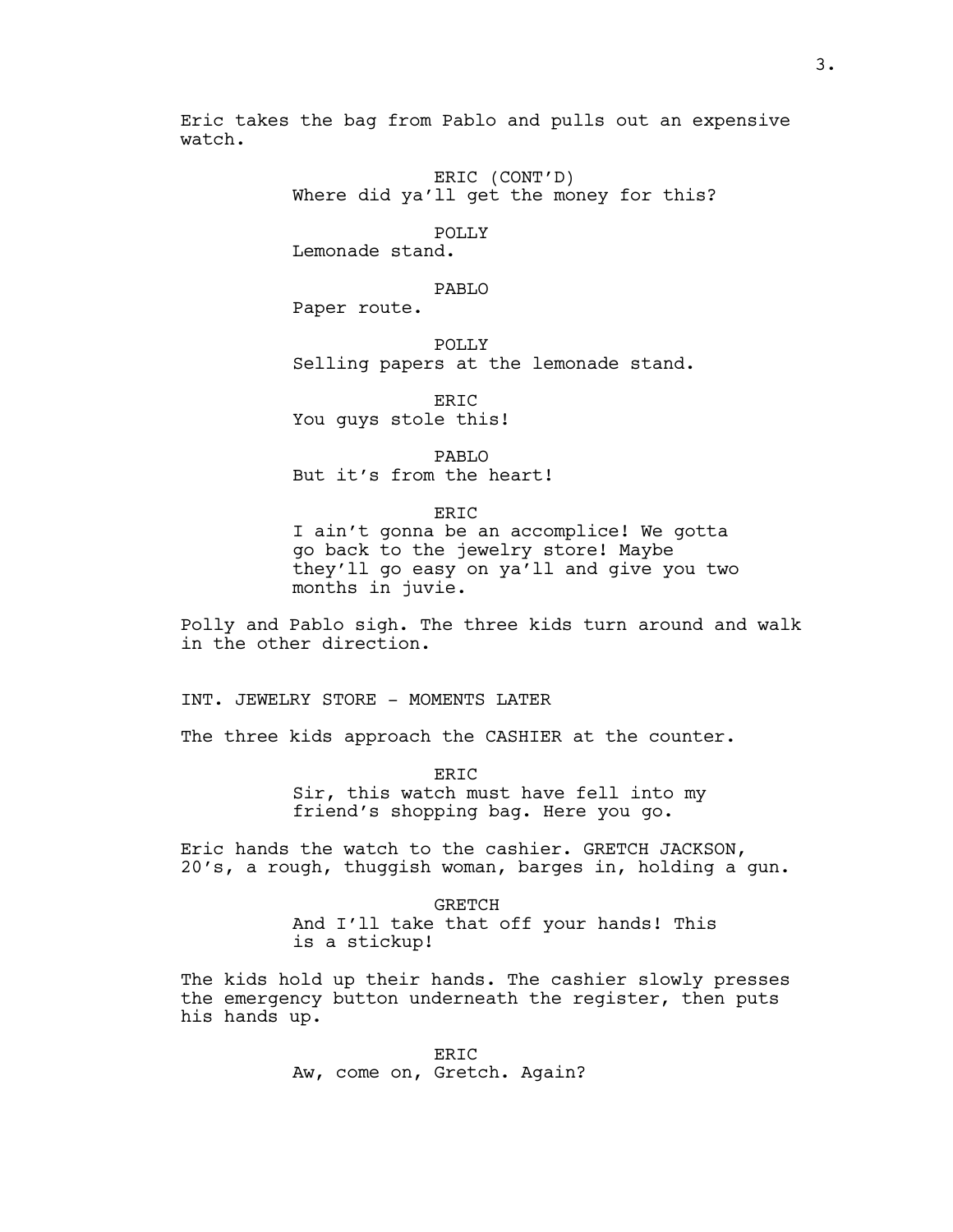Eric takes the bag from Pablo and pulls out an expensive watch.

ERIC (CONT'D)
Where did ya'll get the money for this?

POLLY
Lemonade stand.

PABLO
Paper route.

POLLY
Selling papers at the lemonade stand.

ERIC
You guys stole this!

PABLO
But it's from the heart!

ERIC
I ain't gonna be an accomplice! We gotta go back to the jewelry store! Maybe they'll go easy on ya'll and give you two months in juvie.

Polly and Pablo sigh. The three kids turn around and walk in the other direction.

INT. JEWELRY STORE - MOMENTS LATER

The three kids approach the CASHIER at the counter.

ERIC
Sir, this watch must have fell into my friend's shopping bag. Here you go.

Eric hands the watch to the cashier. GRETCH JACKSON, 20's, a rough, thuggish woman, barges in, holding a gun.

GRETCH
And I'll take that off your hands! This is a stickup!

The kids hold up their hands. The cashier slowly presses the emergency button underneath the register, then puts his hands up.

ERIC
Aw, come on, Gretch. Again?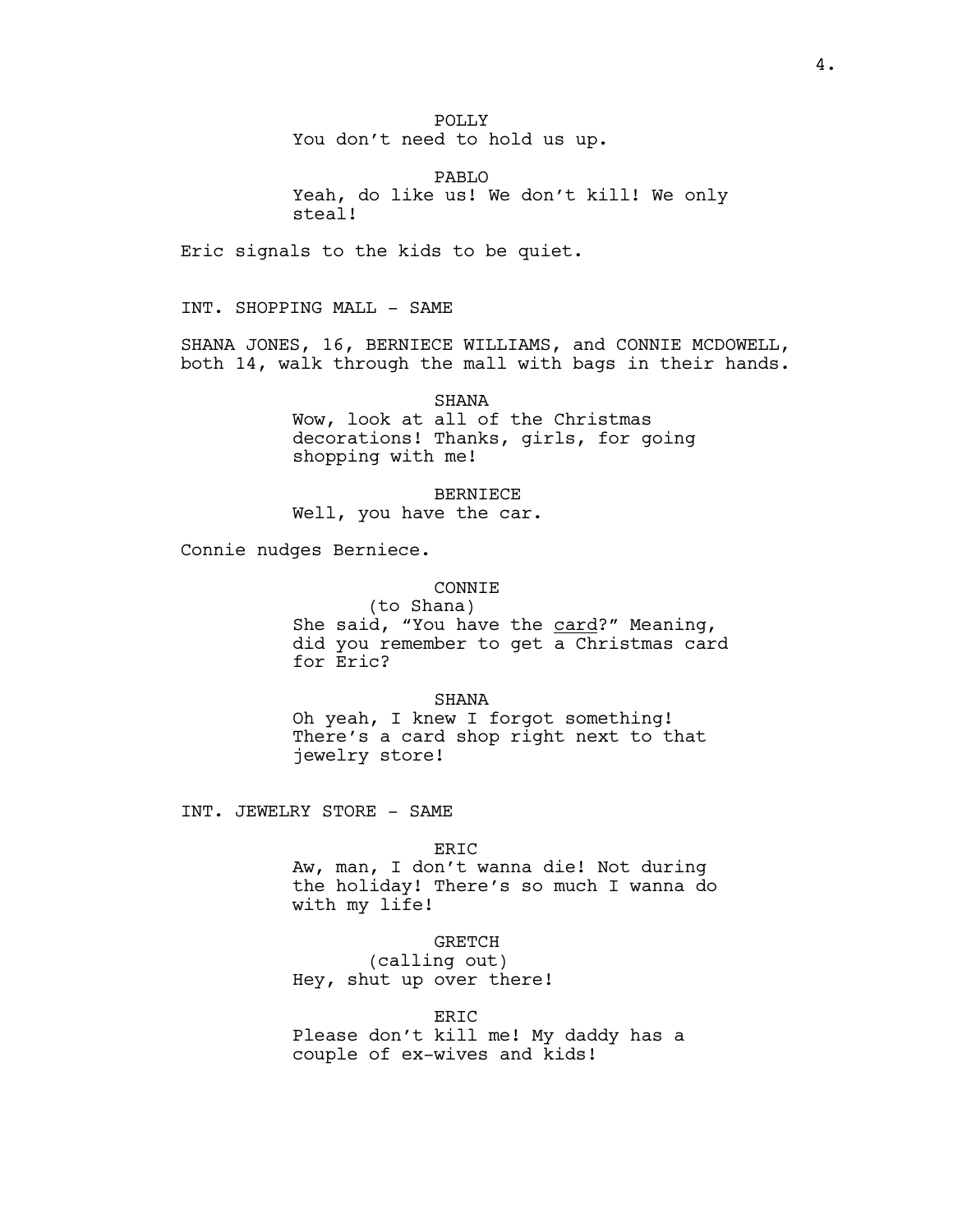POLLY
You don't need to hold us up.

PABLO
Yeah, do like us! We don't kill! We only steal!

Eric signals to the kids to be quiet.

INT. SHOPPING MALL - SAME

SHANA JONES, 16, BERNIECE WILLIAMS, and CONNIE MCDOWELL, both 14, walk through the mall with bags in their hands.

SHANA
Wow, look at all of the Christmas decorations! Thanks, girls, for going shopping with me!

BERNIECE
Well, you have the car.

Connie nudges Berniece.

CONNIE
(to Shana)
She said, "You have the <u>card</u>?" Meaning, did you remember to get a Christmas card for Eric?

SHANA
Oh yeah, I knew I forgot something! There's a card shop right next to that jewelry store!

INT. JEWELRY STORE - SAME

ERIC
Aw, man, I don't wanna die! Not during the holiday! There's so much I wanna do with my life!

GRETCH
(calling out)
Hey, shut up over there!

ERIC
Please don't kill me! My daddy has a couple of ex-wives and kids!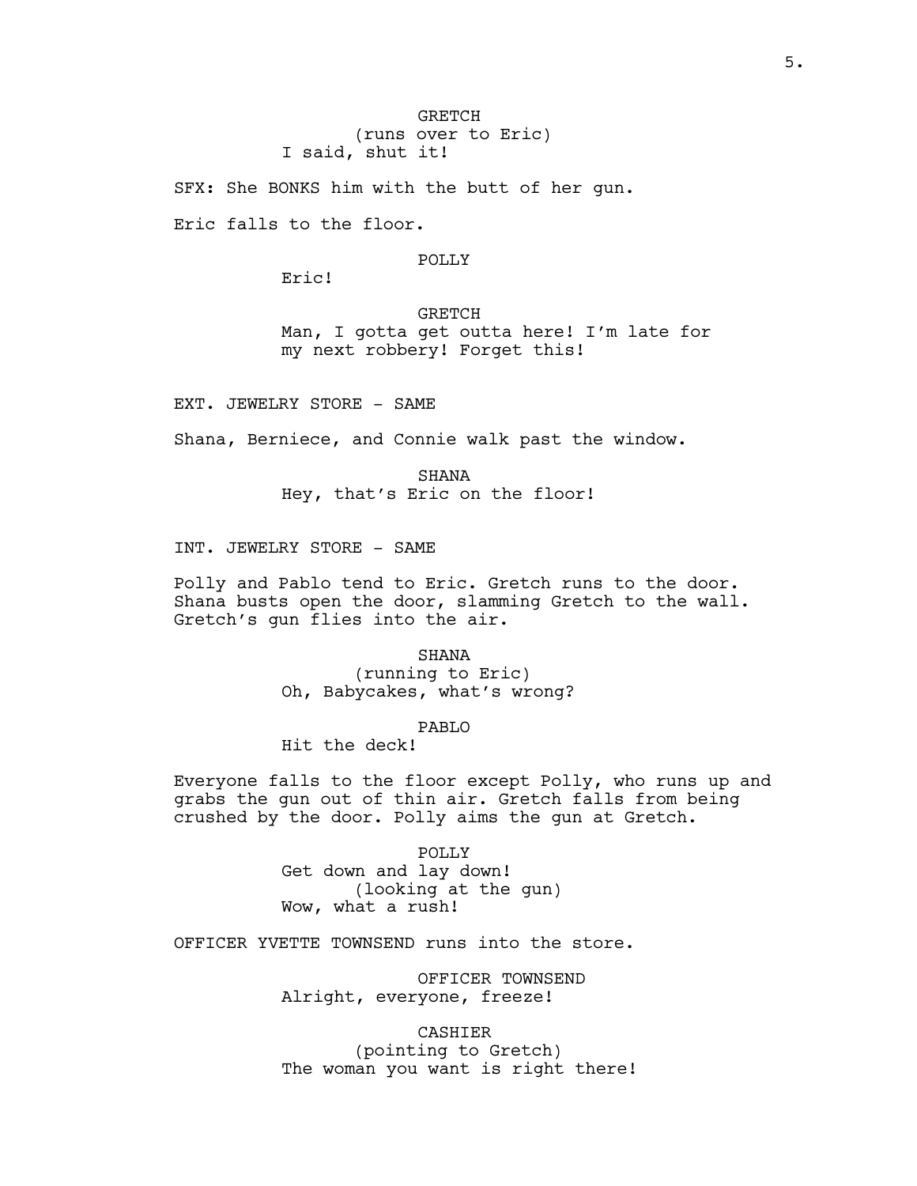GRETCH
(runs over to Eric)
I said, shut it!

SFX: She BONKS him with the butt of her gun.

Eric falls to the floor.

POLLY
Eric!

GRETCH
Man, I gotta get outta here! I'm late for my next robbery! Forget this!

EXT. JEWELRY STORE - SAME

Shana, Berniece, and Connie walk past the window.

SHANA
Hey, that's Eric on the floor!

INT. JEWELRY STORE - SAME

Polly and Pablo tend to Eric. Gretch runs to the door. Shana busts open the door, slamming Gretch to the wall. Gretch's gun flies into the air.

SHANA
(running to Eric)
Oh, Babycakes, what's wrong?

PABLO
Hit the deck!

Everyone falls to the floor except Polly, who runs up and grabs the gun out of thin air. Gretch falls from being crushed by the door. Polly aims the gun at Gretch.

POLLY
Get down and lay down!
(looking at the gun)
Wow, what a rush!

OFFICER YVETTE TOWNSEND runs into the store.

OFFICER TOWNSEND
Alright, everyone, freeze!

CASHIER
(pointing to Gretch)
The woman you want is right there!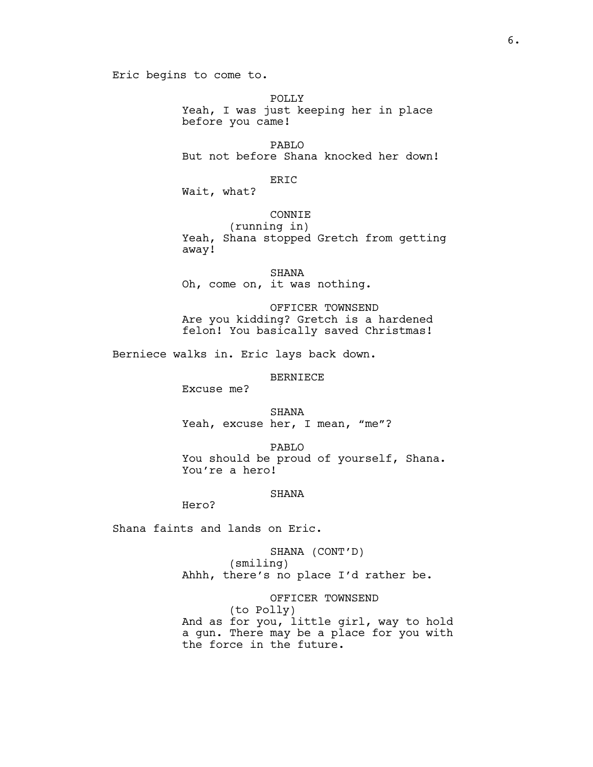Eric begins to come to.

POLLY
Yeah, I was just keeping her in place before you came!

PABLO
But not before Shana knocked her down!

ERIC
Wait, what?

CONNIE
(running in)
Yeah, Shana stopped Gretch from getting away!

SHANA
Oh, come on, it was nothing.

OFFICER TOWNSEND
Are you kidding? Gretch is a hardened felon! You basically saved Christmas!

Berniece walks in. Eric lays back down.

BERNIECE
Excuse me?

SHANA
Yeah, excuse her, I mean, “me”?

PABLO
You should be proud of yourself, Shana. You’re a hero!

SHANA
Hero?

Shana faints and lands on Eric.

SHANA (CONT’D)
(smiling)
Ahhh, there’s no place I’d rather be.

OFFICER TOWNSEND
(to Polly)
And as for you, little girl, way to hold a gun. There may be a place for you with the force in the future.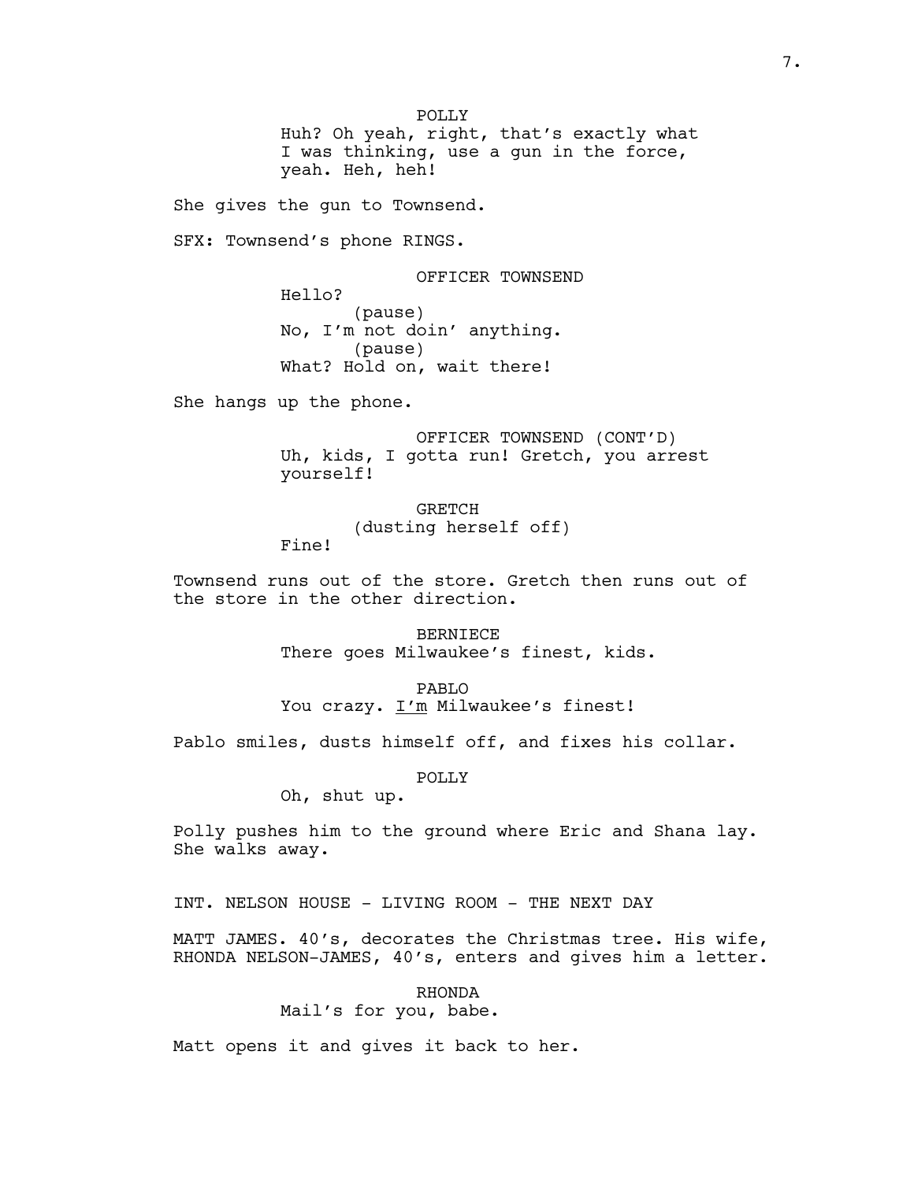POLLY
Huh? Oh yeah, right, that's exactly what I was thinking, use a gun in the force, yeah. Heh, heh!

She gives the gun to Townsend.

SFX: Townsend's phone RINGS.

OFFICER TOWNSEND
Hello?
(pause)
No, I'm not doin' anything.
(pause)
What? Hold on, wait there!

She hangs up the phone.

OFFICER TOWNSEND (CONT'D)
Uh, kids, I gotta run! Gretch, you arrest yourself!

GRETCH
(dusting herself off)
Fine!

Townsend runs out of the store. Gretch then runs out of the store in the other direction.

BERNIECE
There goes Milwaukee's finest, kids.

PABLO
You crazy. I'm Milwaukee's finest!

Pablo smiles, dusts himself off, and fixes his collar.

POLLY
Oh, shut up.

Polly pushes him to the ground where Eric and Shana lay. She walks away.

INT. NELSON HOUSE - LIVING ROOM - THE NEXT DAY

MATT JAMES. 40's, decorates the Christmas tree. His wife, RHONDA NELSON-JAMES, 40's, enters and gives him a letter.

RHONDA
Mail's for you, babe.

Matt opens it and gives it back to her.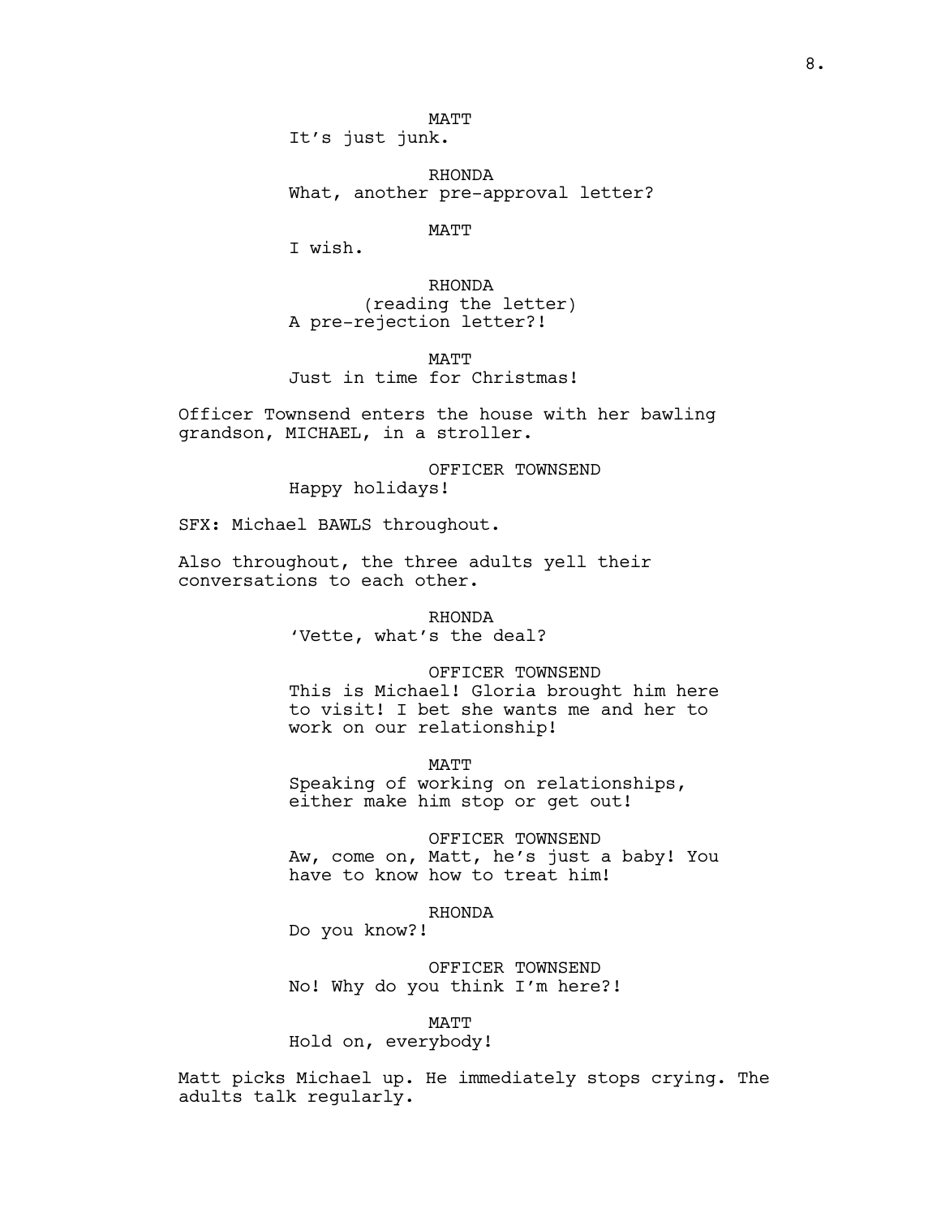MATT
It's just junk.

RHONDA
What, another pre-approval letter?

MATT
I wish.

RHONDA
(reading the letter)
A pre-rejection letter?!

MATT
Just in time for Christmas!

Officer Townsend enters the house with her bawling grandson, MICHAEL, in a stroller.

OFFICER TOWNSEND
Happy holidays!

SFX: Michael BAWLS throughout.

Also throughout, the three adults yell their conversations to each other.

RHONDA
'Vette, what's the deal?

OFFICER TOWNSEND
This is Michael! Gloria brought him here to visit! I bet she wants me and her to work on our relationship!

MATT
Speaking of working on relationships, either make him stop or get out!

OFFICER TOWNSEND
Aw, come on, Matt, he's just a baby! You have to know how to treat him!

RHONDA
Do you know?!

OFFICER TOWNSEND
No! Why do you think I'm here?!

MATT
Hold on, everybody!

Matt picks Michael up. He immediately stops crying. The adults talk regularly.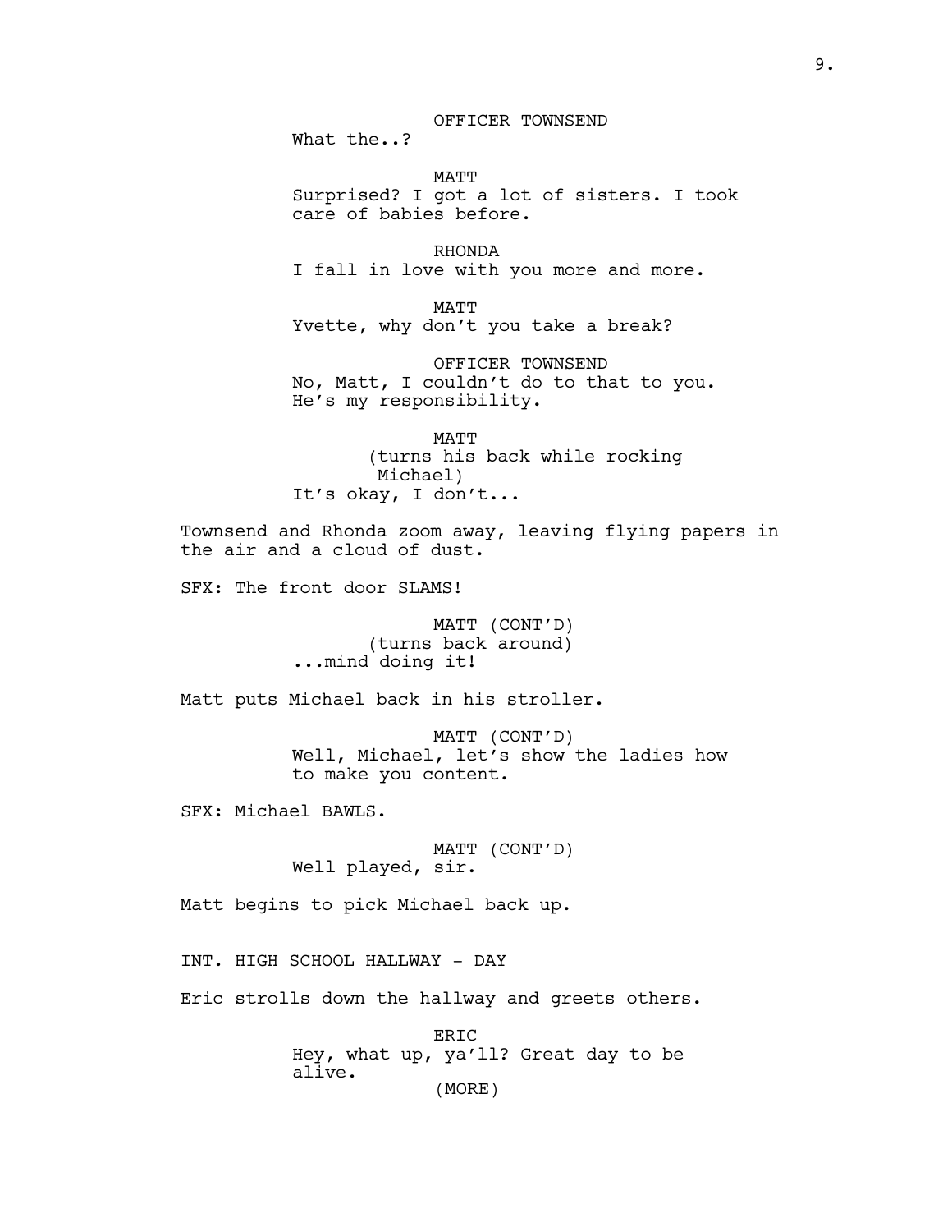OFFICER TOWNSEND
What the..?

MATT
Surprised? I got a lot of sisters. I took care of babies before.

RHONDA
I fall in love with you more and more.

MATT
Yvette, why don't you take a break?

OFFICER TOWNSEND
No, Matt, I couldn't do to that to you. He's my responsibility.

MATT
(turns his back while rocking Michael)
It's okay, I don't...

Townsend and Rhonda zoom away, leaving flying papers in the air and a cloud of dust.

SFX: The front door SLAMS!

MATT (CONT'D)
(turns back around)
...mind doing it!

Matt puts Michael back in his stroller.

MATT (CONT'D)
Well, Michael, let's show the ladies how to make you content.

SFX: Michael BAWLS.

MATT (CONT'D)
Well played, sir.

Matt begins to pick Michael back up.

INT. HIGH SCHOOL HALLWAY - DAY

Eric strolls down the hallway and greets others.

ERIC
Hey, what up, ya'll? Great day to be alive.
(MORE)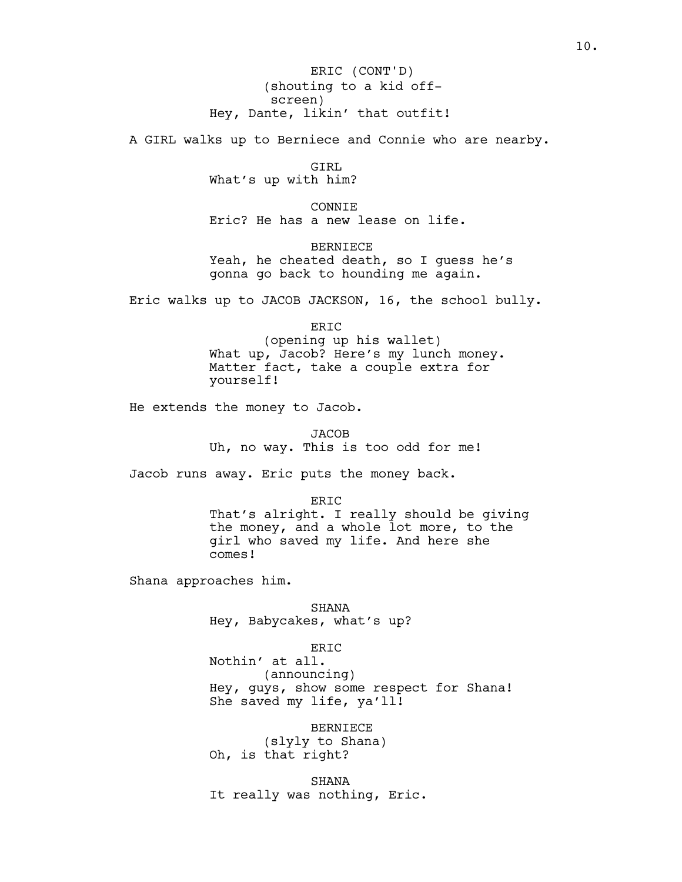ERIC (CONT'D)
(shouting to a kid off-screen)
Hey, Dante, likin' that outfit!

A GIRL walks up to Berniece and Connie who are nearby.

GIRL
What's up with him?

CONNIE
Eric? He has a new lease on life.

BERNIECE
Yeah, he cheated death, so I guess he's gonna go back to hounding me again.

Eric walks up to JACOB JACKSON, 16, the school bully.

ERIC
(opening up his wallet)
What up, Jacob? Here's my lunch money. Matter fact, take a couple extra for yourself!

He extends the money to Jacob.

JACOB
Uh, no way. This is too odd for me!

Jacob runs away. Eric puts the money back.

ERIC
That's alright. I really should be giving the money, and a whole lot more, to the girl who saved my life. And here she comes!

Shana approaches him.

SHANA
Hey, Babycakes, what's up?

ERIC
Nothin' at all.
(announcing)
Hey, guys, show some respect for Shana! She saved my life, ya'll!

BERNIECE
(slyly to Shana)
Oh, is that right?

SHANA
It really was nothing, Eric.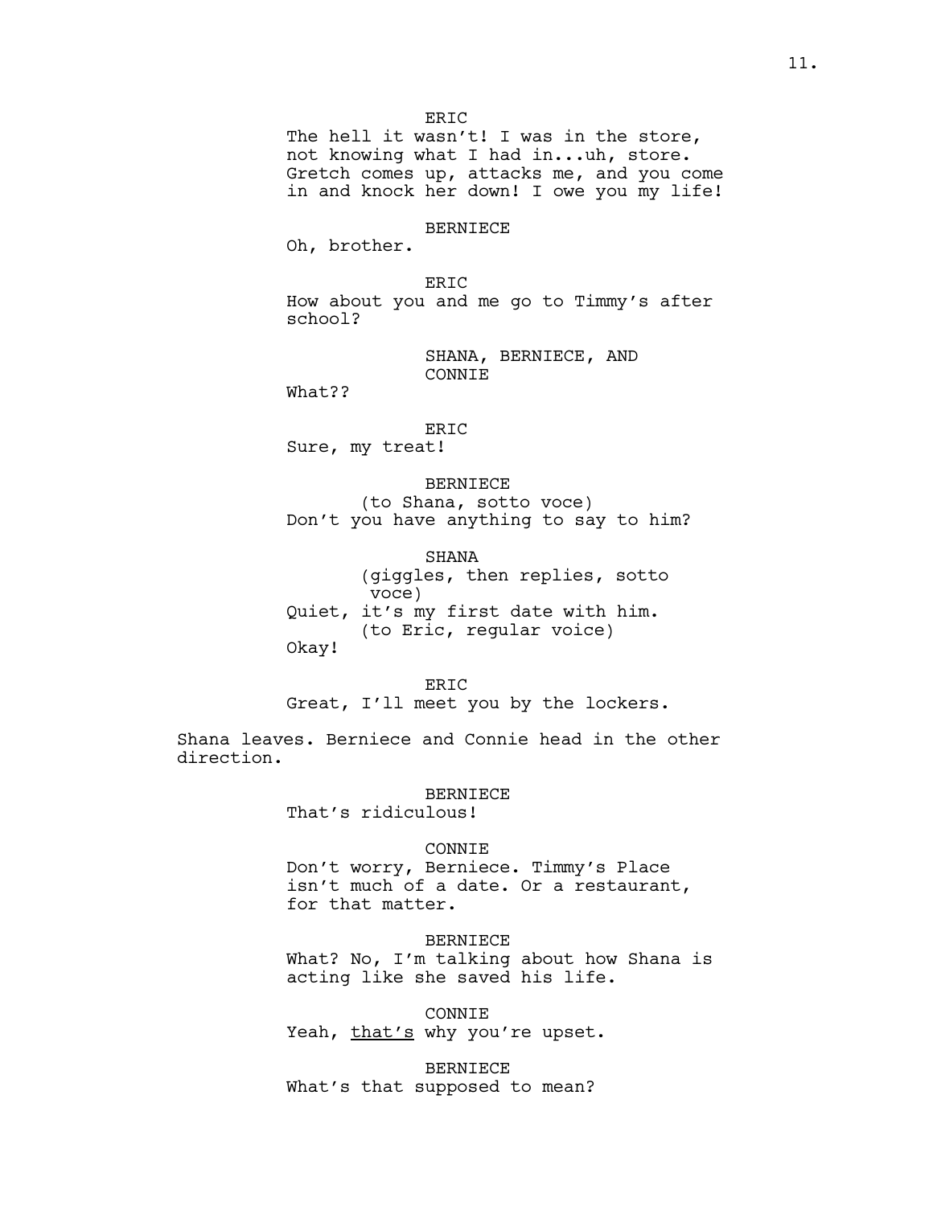ERIC

The hell it wasn't! I was in the store, not knowing what I had in...uh, store. Gretch comes up, attacks me, and you come in and knock her down! I owe you my life!

BERNIECE

Oh, brother.

ERIC

How about you and me go to Timmy's after school?

SHANA, BERNIECE, AND CONNIE

What??

ERIC

Sure, my treat!

BERNIECE

(to Shana, sotto voce)

Don't you have anything to say to him?

SHANA

(giggles, then replies, sotto voce)

Quiet, it's my first date with him.

(to Eric, regular voice)

Okay!

ERIC

Great, I'll meet you by the lockers.

Shana leaves. Berniece and Connie head in the other direction.

BERNIECE

That's ridiculous!

CONNIE

Don't worry, Berniece. Timmy's Place isn't much of a date. Or a restaurant, for that matter.

BERNIECE

What? No, I'm talking about how Shana is acting like she saved his life.

CONNIE

Yeah, <u>that's</u> why you're upset.

BERNIECE

What's that supposed to mean?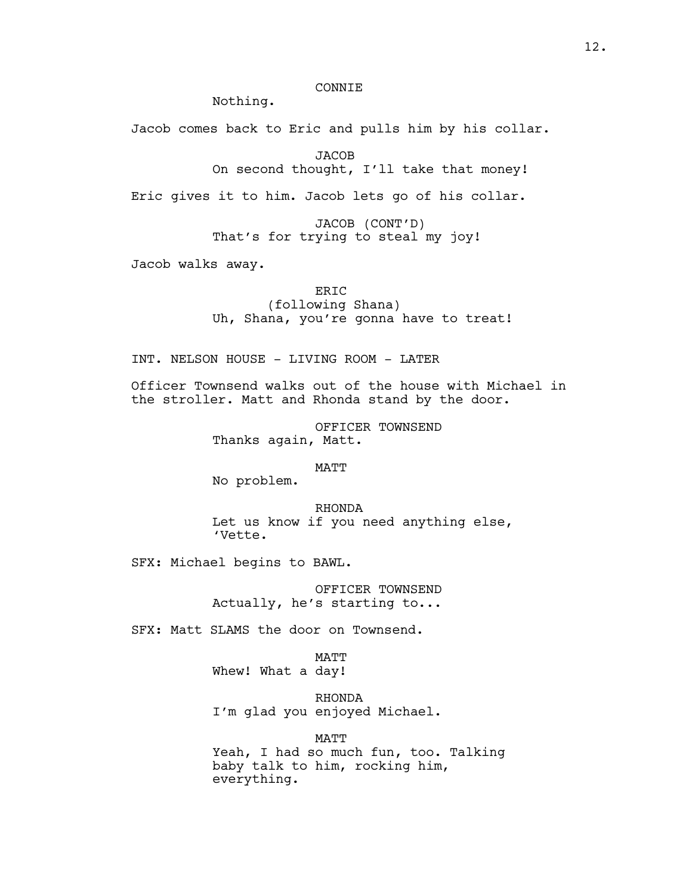CONNIE

Nothing.

Jacob comes back to Eric and pulls him by his collar.

JACOB

On second thought, I'll take that money!

Eric gives it to him. Jacob lets go of his collar.

JACOB (CONT'D)

That's for trying to steal my joy!

Jacob walks away.

ERIC

(following Shana)

Uh, Shana, you're gonna have to treat!

INT. NELSON HOUSE - LIVING ROOM - LATER

Officer Townsend walks out of the house with Michael in the stroller. Matt and Rhonda stand by the door.

OFFICER TOWNSEND

Thanks again, Matt.

MATT

No problem.

RHONDA

Let us know if you need anything else, 'Vette.

SFX: Michael begins to BAWL.

OFFICER TOWNSEND

Actually, he's starting to...

SFX: Matt SLAMS the door on Townsend.

MATT

Whew! What a day!

RHONDA

I'm glad you enjoyed Michael.

MATT

Yeah, I had so much fun, too. Talking baby talk to him, rocking him, everything.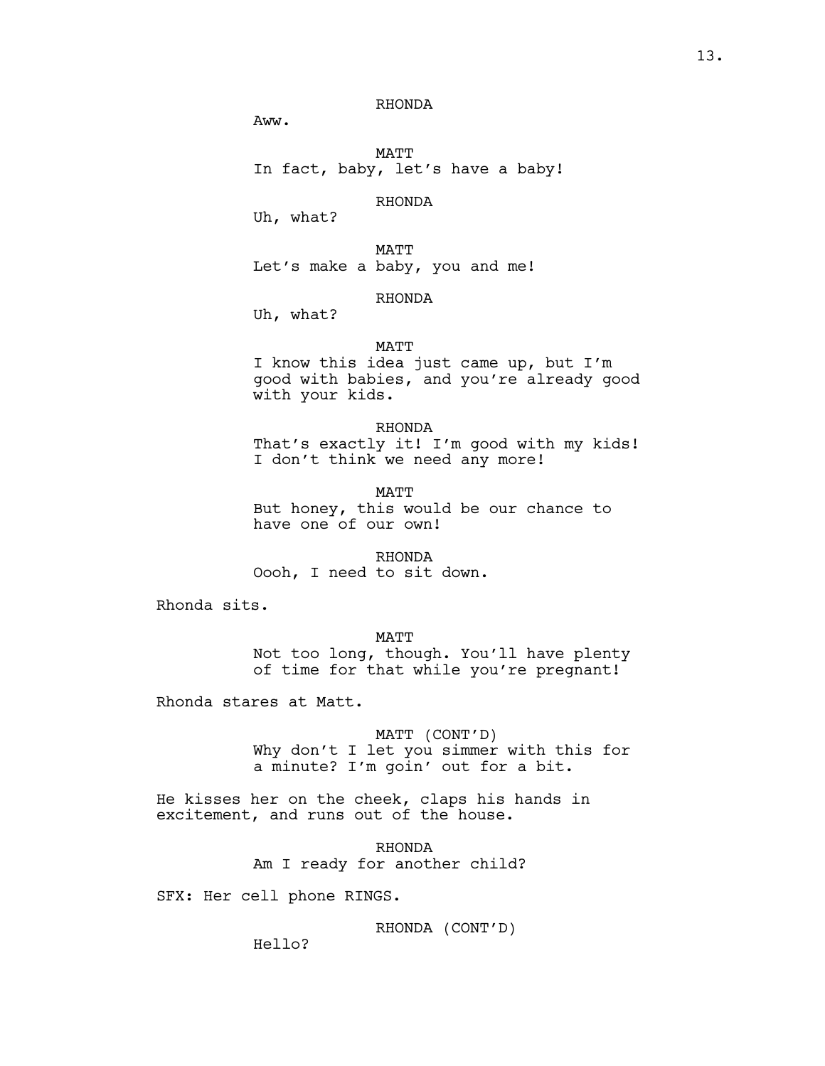RHONDA

Aww.

MATT

In fact, baby, let's have a baby!

RHONDA

Uh, what?

MATT

Let's make a baby, you and me!

RHONDA

Uh, what?

MATT

I know this idea just came up, but I'm good with babies, and you're already good with your kids.

RHONDA

That's exactly it! I'm good with my kids! I don't think we need any more!

MATT

But honey, this would be our chance to have one of our own!

RHONDA

Oooh, I need to sit down.

Rhonda sits.

MATT

Not too long, though. You'll have plenty of time for that while you're pregnant!

Rhonda stares at Matt.

MATT (CONT'D)

Why don't I let you simmer with this for a minute? I'm goin' out for a bit.

He kisses her on the cheek, claps his hands in excitement, and runs out of the house.

RHONDA

Am I ready for another child?

SFX: Her cell phone RINGS.

RHONDA (CONT'D)

Hello?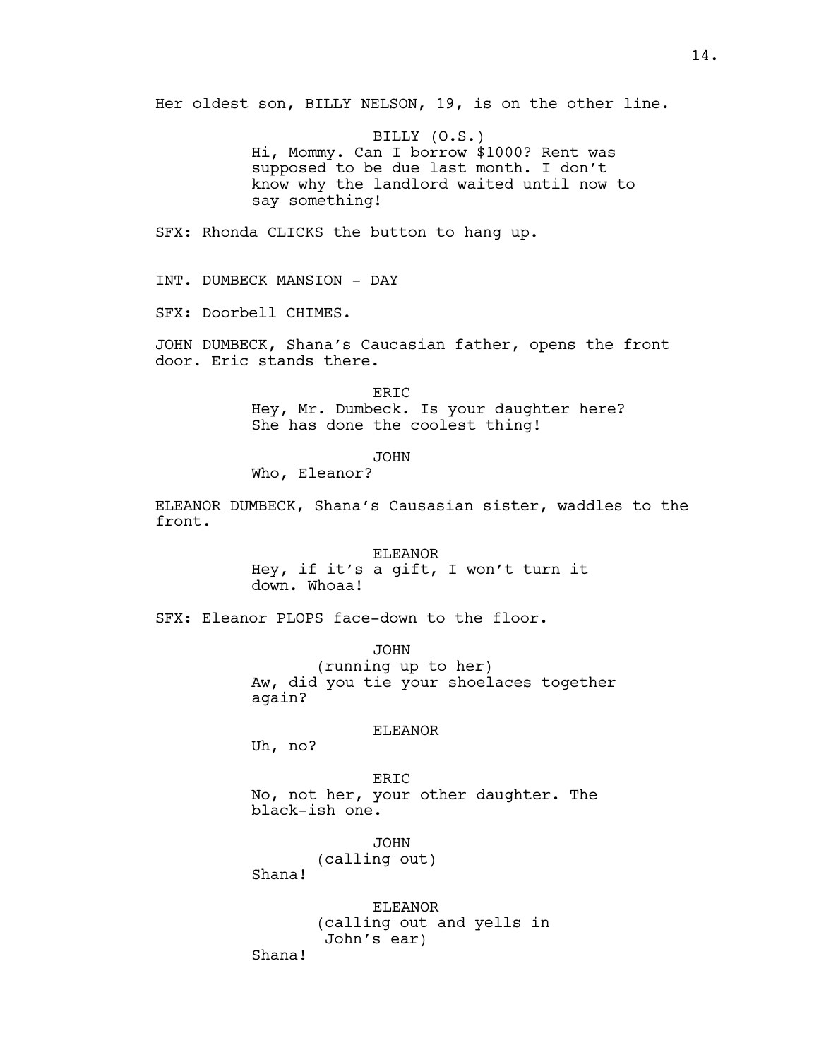Her oldest son, BILLY NELSON, 19, is on the other line.

BILLY (O.S.)
Hi, Mommy. Can I borrow $1000? Rent was supposed to be due last month. I don't know why the landlord waited until now to say something!

SFX: Rhonda CLICKS the button to hang up.

INT. DUMBECK MANSION - DAY

SFX: Doorbell CHIMES.

JOHN DUMBECK, Shana's Caucasian father, opens the front door. Eric stands there.

ERIC
Hey, Mr. Dumbeck. Is your daughter here? She has done the coolest thing!

JOHN
Who, Eleanor?

ELEANOR DUMBECK, Shana's Causasian sister, waddles to the front.

ELEANOR
Hey, if it's a gift, I won't turn it down. Whoaa!

SFX: Eleanor PLOPS face-down to the floor.

JOHN
(running up to her)
Aw, did you tie your shoelaces together again?

ELEANOR
Uh, no?

ERIC
No, not her, your other daughter. The black-ish one.

JOHN
(calling out)
Shana!

ELEANOR
(calling out and yells in John's ear)
Shana!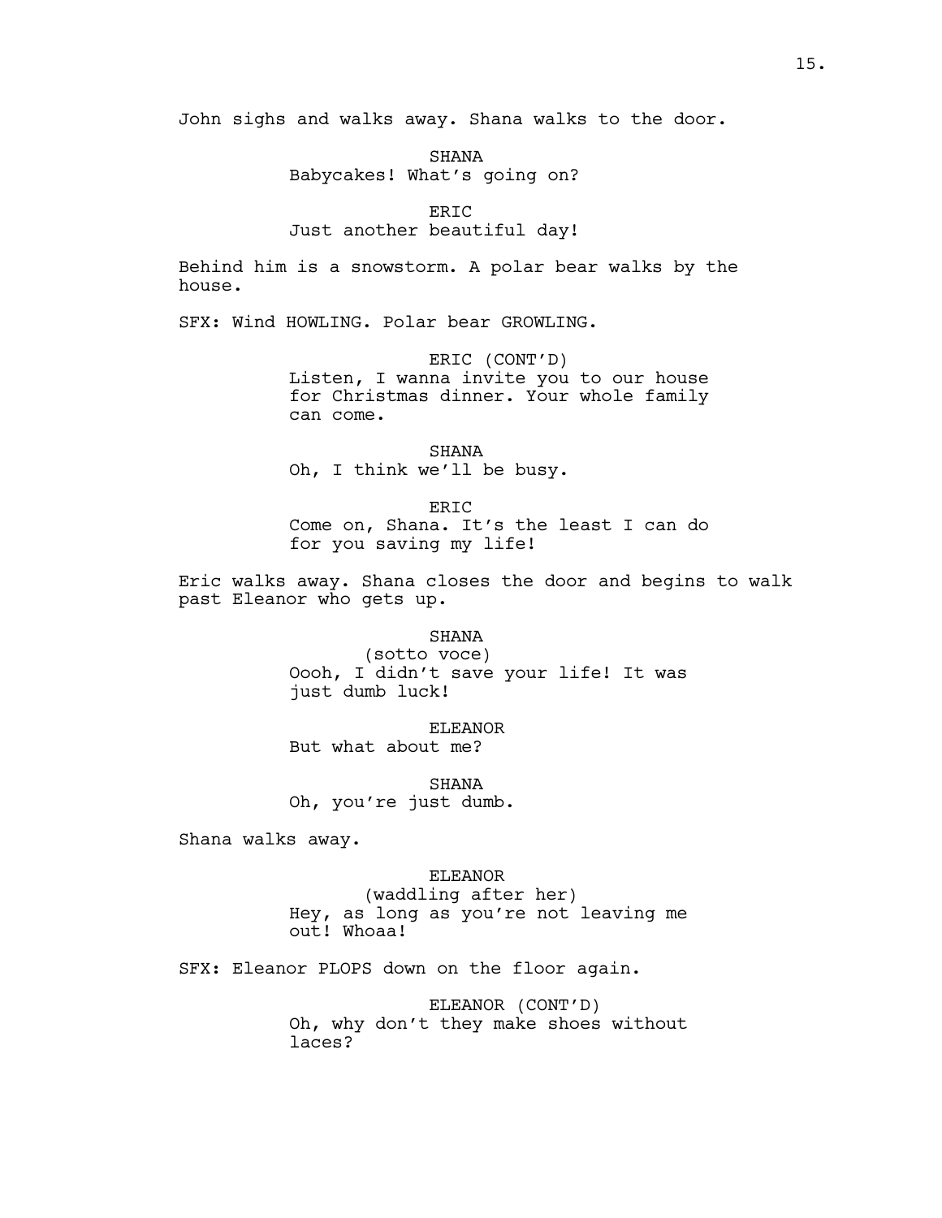John sighs and walks away. Shana walks to the door.

SHANA
Babycakes! What's going on?

ERIC
Just another beautiful day!

Behind him is a snowstorm. A polar bear walks by the house.

SFX: Wind HOWLING. Polar bear GROWLING.

ERIC (CONT'D)
Listen, I wanna invite you to our house for Christmas dinner. Your whole family can come.

SHANA
Oh, I think we'll be busy.

ERIC
Come on, Shana. It's the least I can do for you saving my life!

Eric walks away. Shana closes the door and begins to walk past Eleanor who gets up.

SHANA
(sotto voce)
Oooh, I didn't save your life! It was just dumb luck!

ELEANOR
But what about me?

SHANA
Oh, you're just dumb.

Shana walks away.

ELEANOR
(waddling after her)
Hey, as long as you're not leaving me out! Whoaa!

SFX: Eleanor PLOPS down on the floor again.

ELEANOR (CONT'D)
Oh, why don't they make shoes without laces?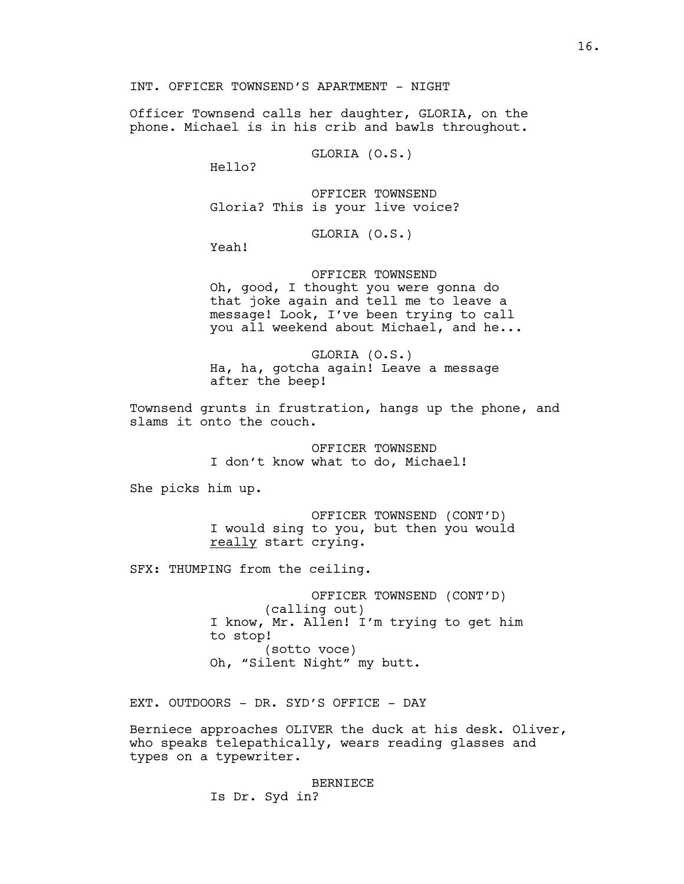INT. OFFICER TOWNSEND'S APARTMENT - NIGHT

Officer Townsend calls her daughter, GLORIA, on the phone. Michael is in his crib and bawls throughout.

GLORIA (O.S.)
Hello?

OFFICER TOWNSEND
Gloria? This is your live voice?

GLORIA (O.S.)
Yeah!

OFFICER TOWNSEND
Oh, good, I thought you were gonna do that joke again and tell me to leave a message! Look, I've been trying to call you all weekend about Michael, and he...

GLORIA (O.S.)
Ha, ha, gotcha again! Leave a message after the beep!

Townsend grunts in frustration, hangs up the phone, and slams it onto the couch.

OFFICER TOWNSEND
I don't know what to do, Michael!

She picks him up.

OFFICER TOWNSEND (CONT'D)
I would sing to you, but then you would really start crying.

SFX: THUMPING from the ceiling.

OFFICER TOWNSEND (CONT'D)
(calling out)
I know, Mr. Allen! I'm trying to get him to stop!
(sotto voce)
Oh, "Silent Night" my butt.

EXT. OUTDOORS - DR. SYD'S OFFICE - DAY

Berniece approaches OLIVER the duck at his desk. Oliver, who speaks telepathically, wears reading glasses and types on a typewriter.

BERNIECE
Is Dr. Syd in?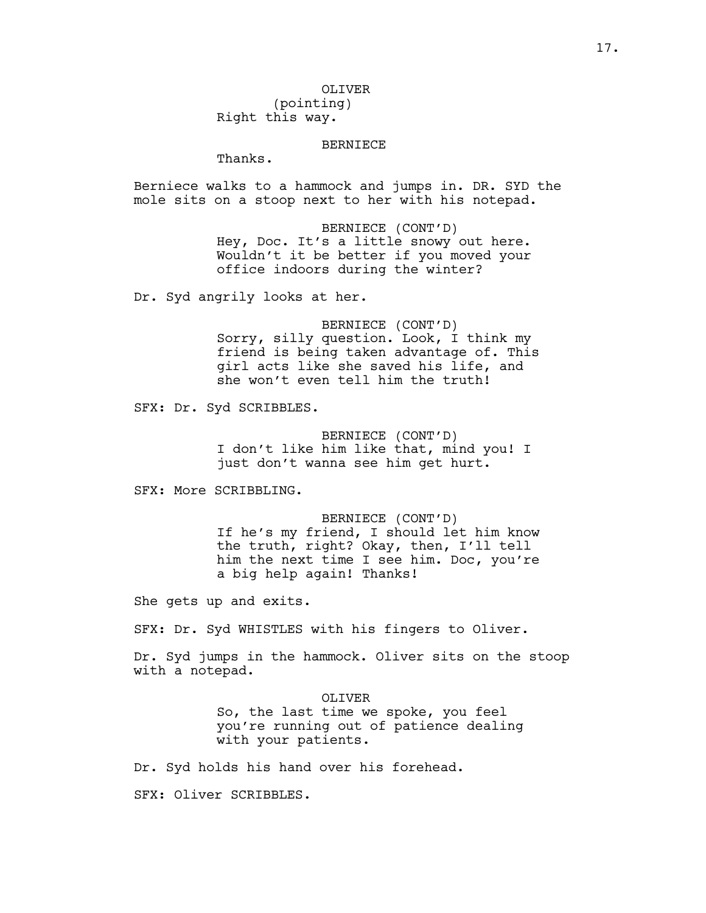OLIVER
(pointing)
Right this way.

BERNIECE
Thanks.

Berniece walks to a hammock and jumps in. DR. SYD the mole sits on a stoop next to her with his notepad.

BERNIECE (CONT'D)
Hey, Doc. It's a little snowy out here. Wouldn't it be better if you moved your office indoors during the winter?

Dr. Syd angrily looks at her.

BERNIECE (CONT'D)
Sorry, silly question. Look, I think my friend is being taken advantage of. This girl acts like she saved his life, and she won't even tell him the truth!

SFX: Dr. Syd SCRIBBLES.

BERNIECE (CONT'D)
I don't like him like that, mind you! I just don't wanna see him get hurt.

SFX: More SCRIBBLING.

BERNIECE (CONT'D)
If he's my friend, I should let him know the truth, right? Okay, then, I'll tell him the next time I see him. Doc, you're a big help again! Thanks!

She gets up and exits.

SFX: Dr. Syd WHISTLES with his fingers to Oliver.

Dr. Syd jumps in the hammock. Oliver sits on the stoop with a notepad.

OLIVER
So, the last time we spoke, you feel you're running out of patience dealing with your patients.

Dr. Syd holds his hand over his forehead.

SFX: Oliver SCRIBBLES.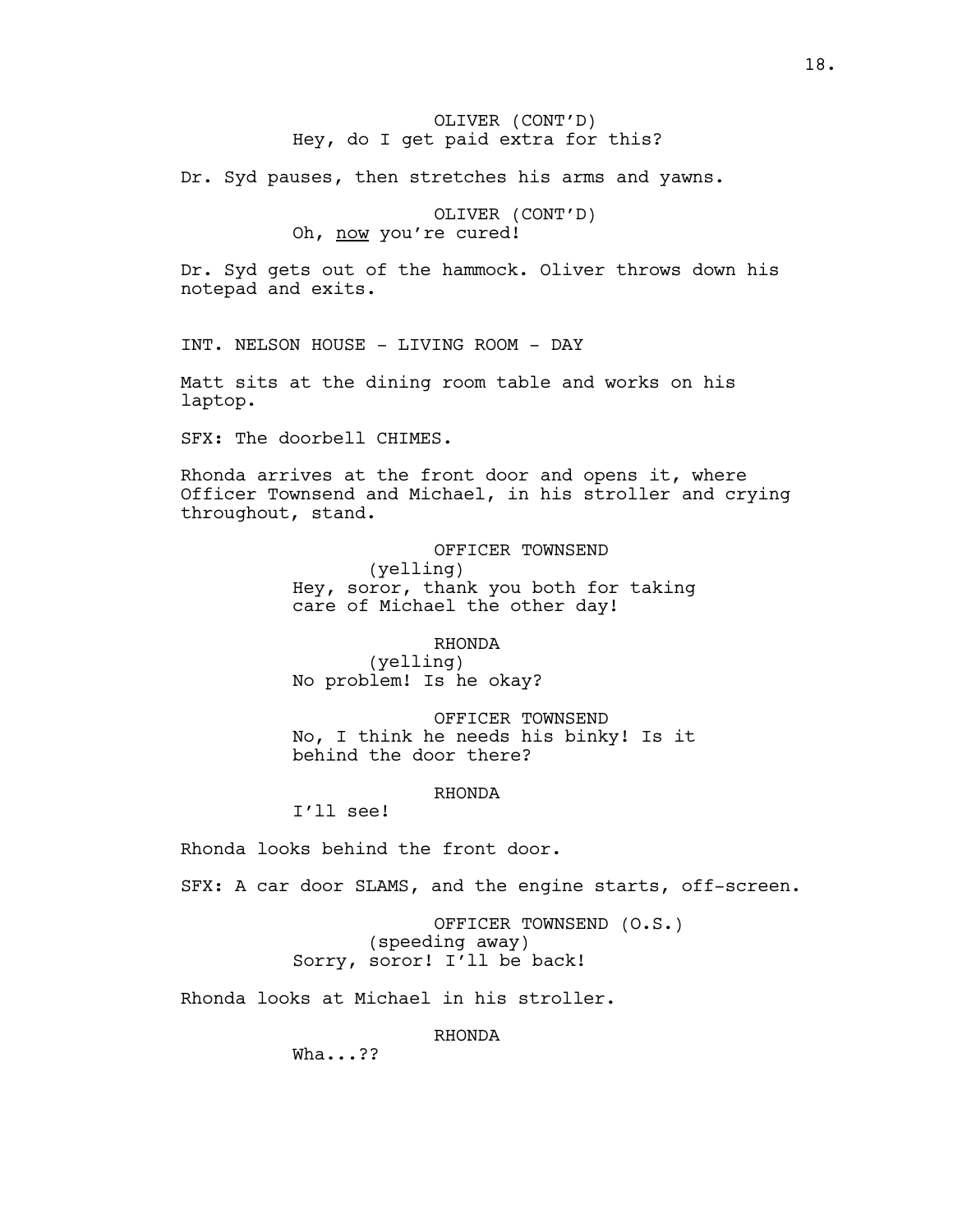OLIVER (CONT'D)
Hey, do I get paid extra for this?

Dr. Syd pauses, then stretches his arms and yawns.

OLIVER (CONT'D)
Oh, <u>now</u> you're cured!

Dr. Syd gets out of the hammock. Oliver throws down his notepad and exits.

INT. NELSON HOUSE - LIVING ROOM - DAY

Matt sits at the dining room table and works on his laptop.

SFX: The doorbell CHIMES.

Rhonda arrives at the front door and opens it, where Officer Townsend and Michael, in his stroller and crying throughout, stand.

OFFICER TOWNSEND
(yelling)
Hey, soror, thank you both for taking care of Michael the other day!

RHONDA
(yelling)
No problem! Is he okay?

OFFICER TOWNSEND
No, I think he needs his binky! Is it behind the door there?

RHONDA
I'll see!

Rhonda looks behind the front door.

SFX: A car door SLAMS, and the engine starts, off-screen.

OFFICER TOWNSEND (O.S.)
(speeding away)
Sorry, soror! I'll be back!

Rhonda looks at Michael in his stroller.

RHONDA
Wha...??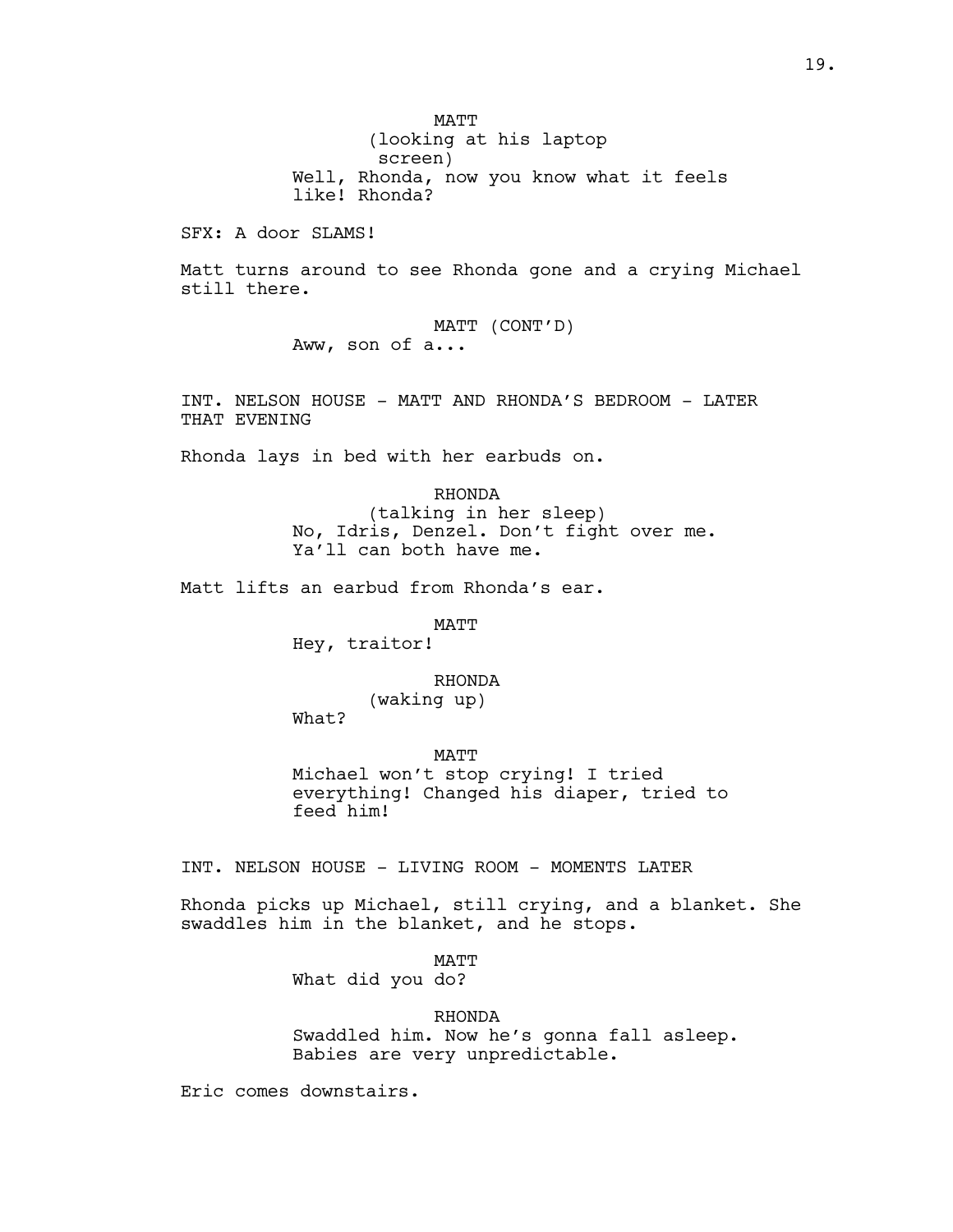MATT
(looking at his laptop screen)
Well, Rhonda, now you know what it feels like! Rhonda?

SFX: A door SLAMS!

Matt turns around to see Rhonda gone and a crying Michael still there.

MATT (CONT'D)
Aww, son of a...

INT. NELSON HOUSE - MATT AND RHONDA'S BEDROOM - LATER THAT EVENING

Rhonda lays in bed with her earbuds on.

RHONDA
(talking in her sleep)
No, Idris, Denzel. Don't fight over me. Ya'll can both have me.

Matt lifts an earbud from Rhonda's ear.

MATT
Hey, traitor!

RHONDA
(waking up)
What?

MATT
Michael won't stop crying! I tried everything! Changed his diaper, tried to feed him!

INT. NELSON HOUSE - LIVING ROOM - MOMENTS LATER

Rhonda picks up Michael, still crying, and a blanket. She swaddles him in the blanket, and he stops.

MATT
What did you do?

RHONDA
Swaddled him. Now he's gonna fall asleep. Babies are very unpredictable.

Eric comes downstairs.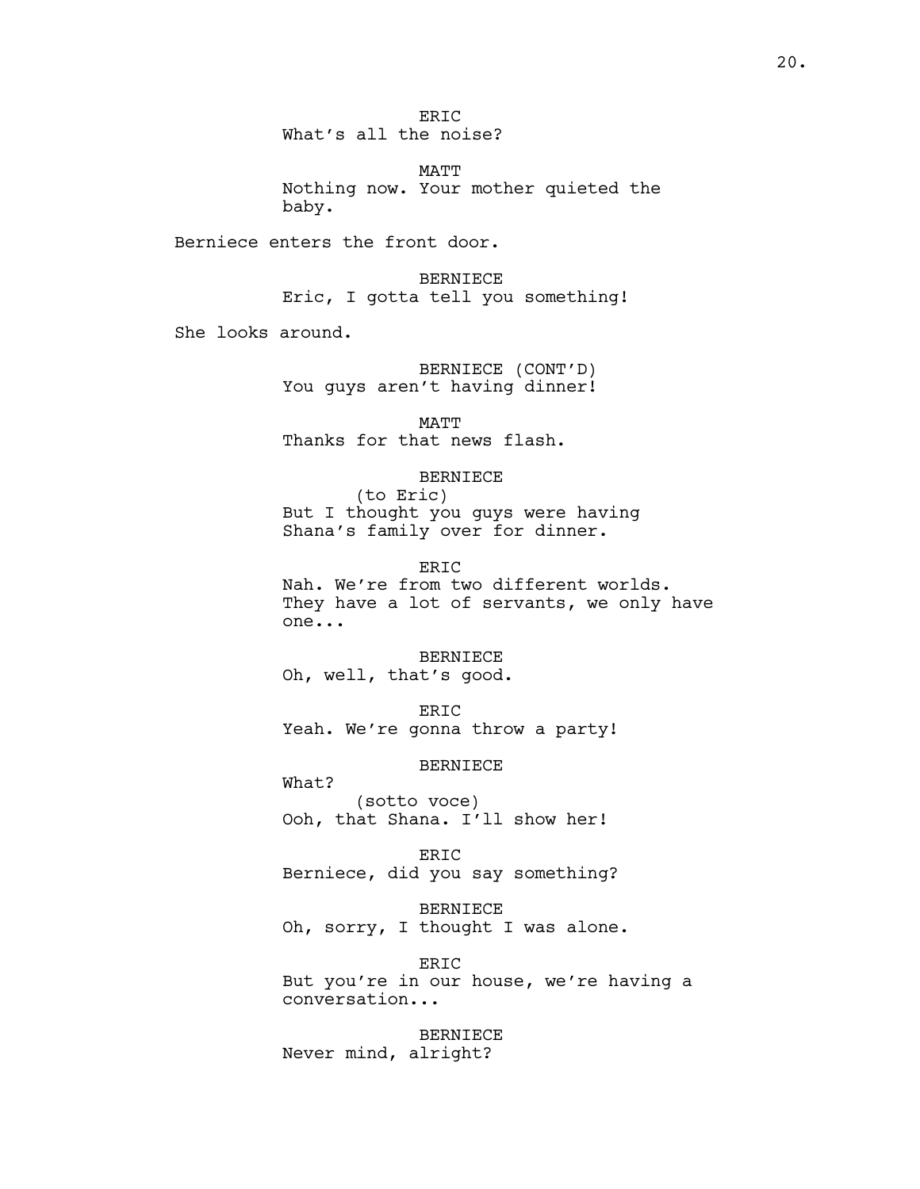ERIC
What's all the noise?

MATT
Nothing now. Your mother quieted the baby.

Berniece enters the front door.

BERNIECE
Eric, I gotta tell you something!

She looks around.

BERNIECE (CONT'D)
You guys aren't having dinner!

MATT
Thanks for that news flash.

BERNIECE
(to Eric)
But I thought you guys were having Shana's family over for dinner.

ERIC
Nah. We're from two different worlds. They have a lot of servants, we only have one...

BERNIECE
Oh, well, that's good.

ERIC
Yeah. We're gonna throw a party!

BERNIECE
What?
(sotto voce)
Ooh, that Shana. I'll show her!

ERIC
Berniece, did you say something?

BERNIECE
Oh, sorry, I thought I was alone.

ERIC
But you're in our house, we're having a conversation...

BERNIECE
Never mind, alright?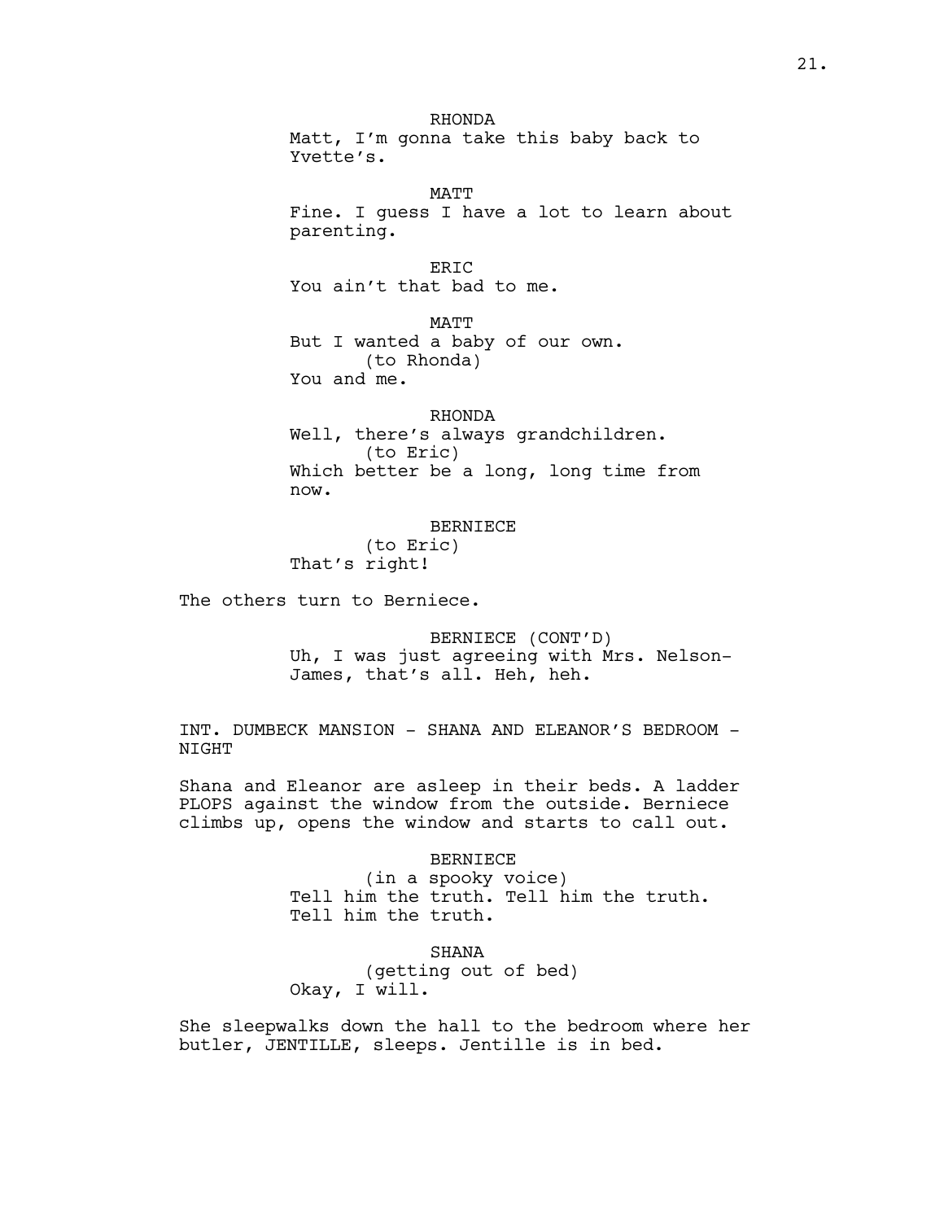RHONDA
Matt, I'm gonna take this baby back to Yvette's.

MATT
Fine. I guess I have a lot to learn about parenting.

ERIC
You ain't that bad to me.

MATT
But I wanted a baby of our own.
(to Rhonda)
You and me.

RHONDA
Well, there's always grandchildren.
(to Eric)
Which better be a long, long time from now.

BERNIECE
(to Eric)
That's right!

The others turn to Berniece.

BERNIECE (CONT'D)
Uh, I was just agreeing with Mrs. Nelson-James, that's all. Heh, heh.

INT. DUMBECK MANSION - SHANA AND ELEANOR'S BEDROOM - NIGHT

Shana and Eleanor are asleep in their beds. A ladder PLOPS against the window from the outside. Berniece climbs up, opens the window and starts to call out.

BERNIECE
(in a spooky voice)
Tell him the truth. Tell him the truth. Tell him the truth.

SHANA
(getting out of bed)
Okay, I will.

She sleepwalks down the hall to the bedroom where her butler, JENTILLE, sleeps. Jentille is in bed.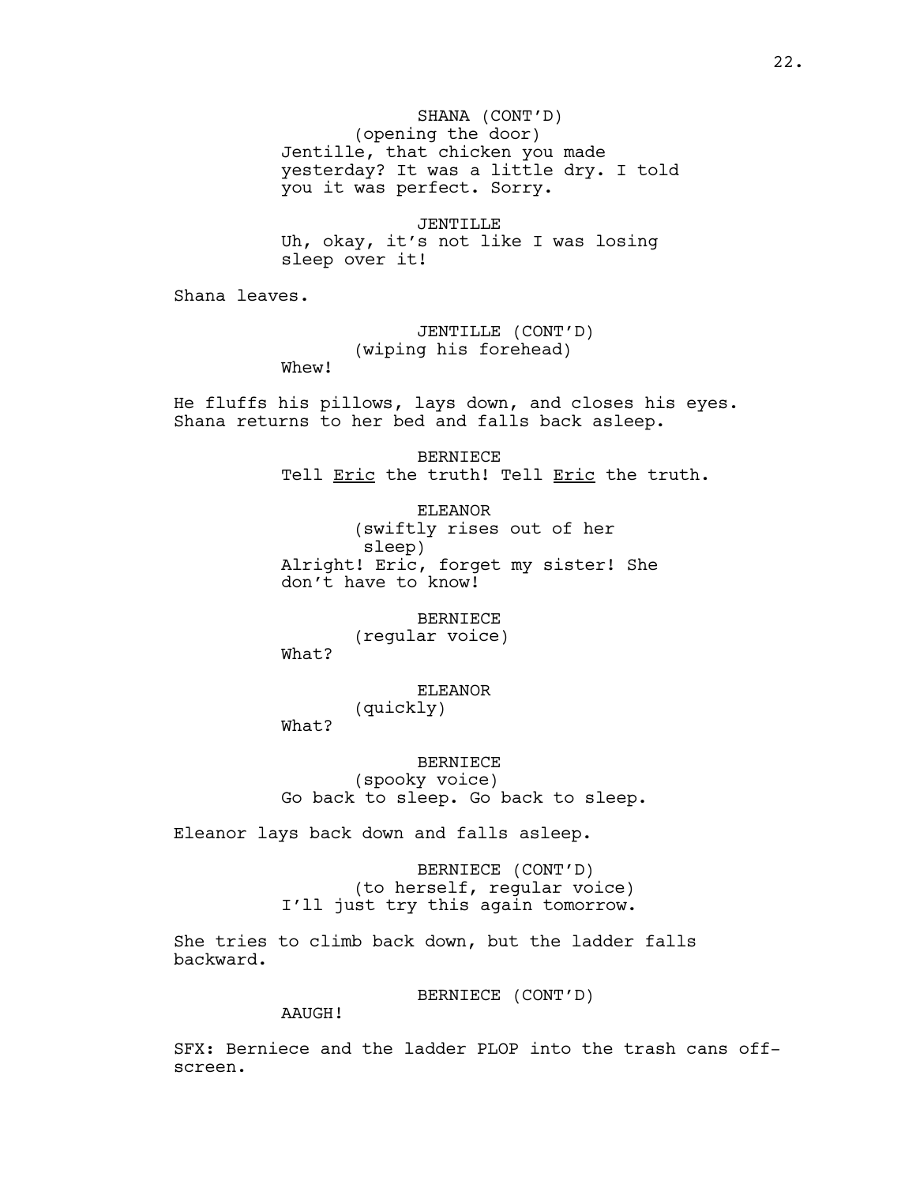SHANA (CONT'D)
(opening the door)
Jentille, that chicken you made yesterday? It was a little dry. I told you it was perfect. Sorry.

JENTILLE
Uh, okay, it's not like I was losing sleep over it!

Shana leaves.

JENTILLE (CONT'D)
(wiping his forehead)
Whew!

He fluffs his pillows, lays down, and closes his eyes. Shana returns to her bed and falls back asleep.

BERNIECE
Tell <u>Eric</u> the truth! Tell <u>Eric</u> the truth.

ELEANOR
(swiftly rises out of her sleep)
Alright! Eric, forget my sister! She don't have to know!

BERNIECE
(regular voice)
What?

ELEANOR
(quickly)
What?

BERNIECE
(spooky voice)
Go back to sleep. Go back to sleep.

Eleanor lays back down and falls asleep.

BERNIECE (CONT'D)
(to herself, regular voice)
I'll just try this again tomorrow.

She tries to climb back down, but the ladder falls backward.

BERNIECE (CONT'D)
AAUGH!

SFX: Berniece and the ladder PLOP into the trash cans off-screen.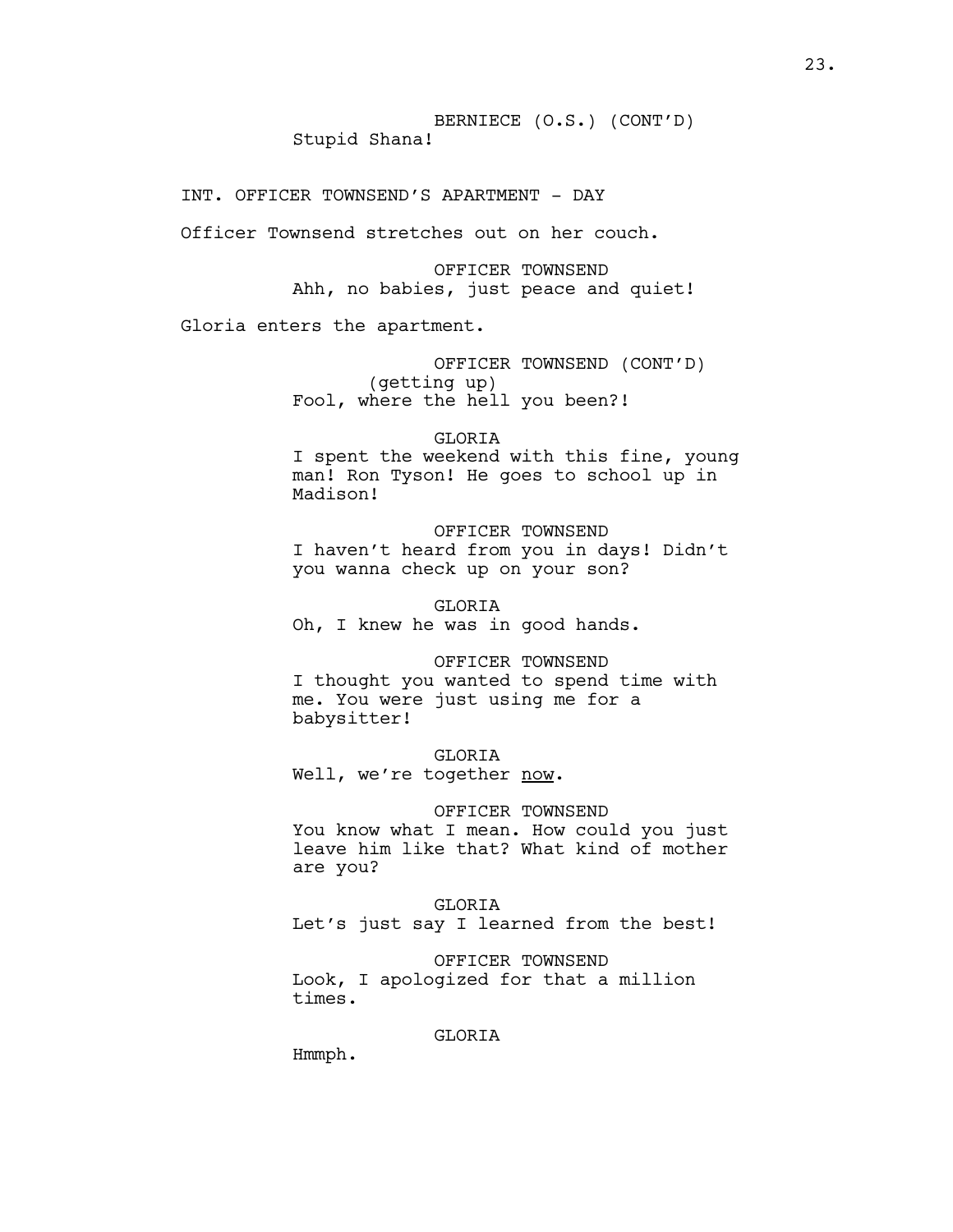BERNIECE (O.S.) (CONT'D)

Stupid Shana!

INT. OFFICER TOWNSEND'S APARTMENT - DAY

Officer Townsend stretches out on her couch.

OFFICER TOWNSEND

Ahh, no babies, just peace and quiet!

Gloria enters the apartment.

OFFICER TOWNSEND (CONT'D)

(getting up)

Fool, where the hell you been?!

GLORIA

I spent the weekend with this fine, young man! Ron Tyson! He goes to school up in Madison!

OFFICER TOWNSEND

I haven't heard from you in days! Didn't you wanna check up on your son?

GLORIA

Oh, I knew he was in good hands.

OFFICER TOWNSEND

I thought you wanted to spend time with me. You were just using me for a babysitter!

GLORIA

Well, we're together <u>now</u>.

OFFICER TOWNSEND

You know what I mean. How could you just leave him like that? What kind of mother are you?

GLORIA

Let's just say I learned from the best!

OFFICER TOWNSEND

Look, I apologized for that a million times.

GLORIA

Hmmph.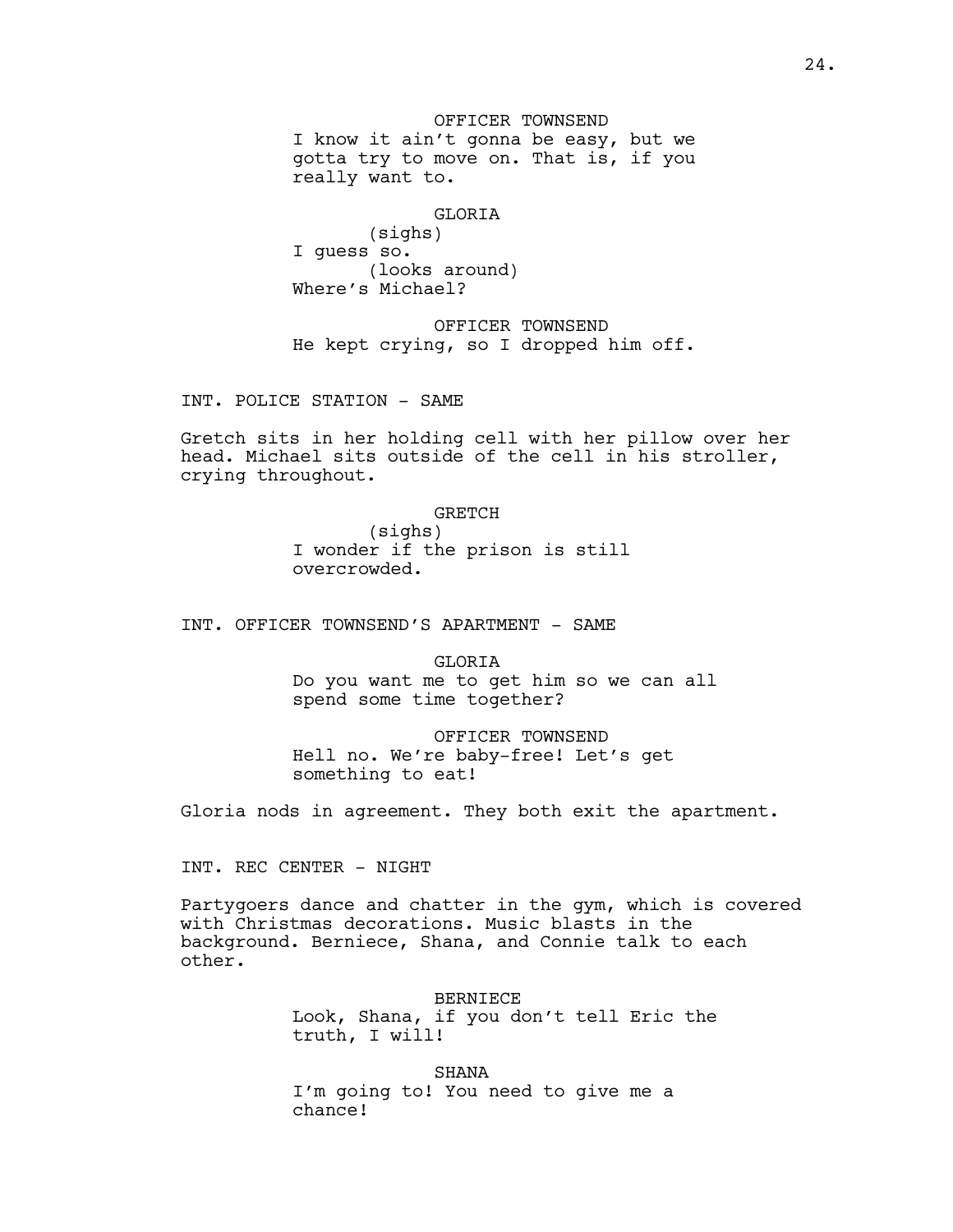OFFICER TOWNSEND
I know it ain't gonna be easy, but we gotta try to move on. That is, if you really want to.

GLORIA
(sighs)
I guess so.
(looks around)
Where's Michael?

OFFICER TOWNSEND
He kept crying, so I dropped him off.

INT. POLICE STATION - SAME

Gretch sits in her holding cell with her pillow over her head. Michael sits outside of the cell in his stroller, crying throughout.

GRETCH
(sighs)
I wonder if the prison is still overcrowded.

INT. OFFICER TOWNSEND'S APARTMENT - SAME

GLORIA
Do you want me to get him so we can all spend some time together?

OFFICER TOWNSEND
Hell no. We're baby-free! Let's get something to eat!

Gloria nods in agreement. They both exit the apartment.

INT. REC CENTER - NIGHT

Partygoers dance and chatter in the gym, which is covered with Christmas decorations. Music blasts in the background. Berniece, Shana, and Connie talk to each other.

BERNIECE
Look, Shana, if you don't tell Eric the truth, I will!

SHANA
I'm going to! You need to give me a chance!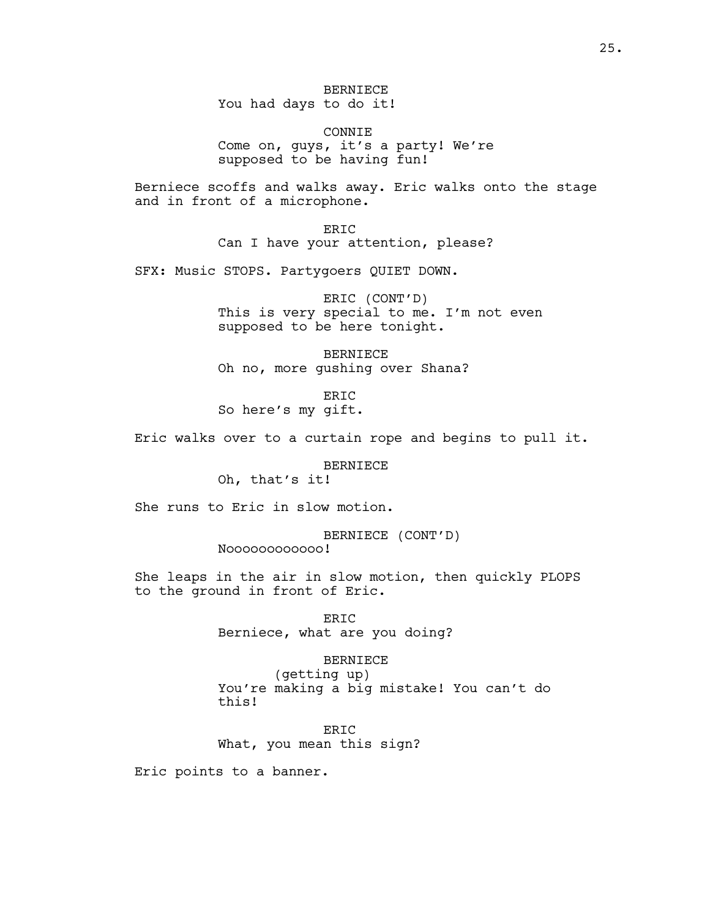BERNIECE
You had days to do it!

CONNIE
Come on, guys, it's a party! We're supposed to be having fun!

Berniece scoffs and walks away. Eric walks onto the stage and in front of a microphone.

ERIC
Can I have your attention, please?

SFX: Music STOPS. Partygoers QUIET DOWN.

ERIC (CONT'D)
This is very special to me. I'm not even supposed to be here tonight.

BERNIECE
Oh no, more gushing over Shana?

ERIC
So here's my gift.

Eric walks over to a curtain rope and begins to pull it.

BERNIECE
Oh, that's it!

She runs to Eric in slow motion.

BERNIECE (CONT'D)
Nooooooooooooo!

She leaps in the air in slow motion, then quickly PLOPS to the ground in front of Eric.

ERIC
Berniece, what are you doing?

BERNIECE
(getting up)
You're making a big mistake! You can't do this!

ERIC
What, you mean this sign?

Eric points to a banner.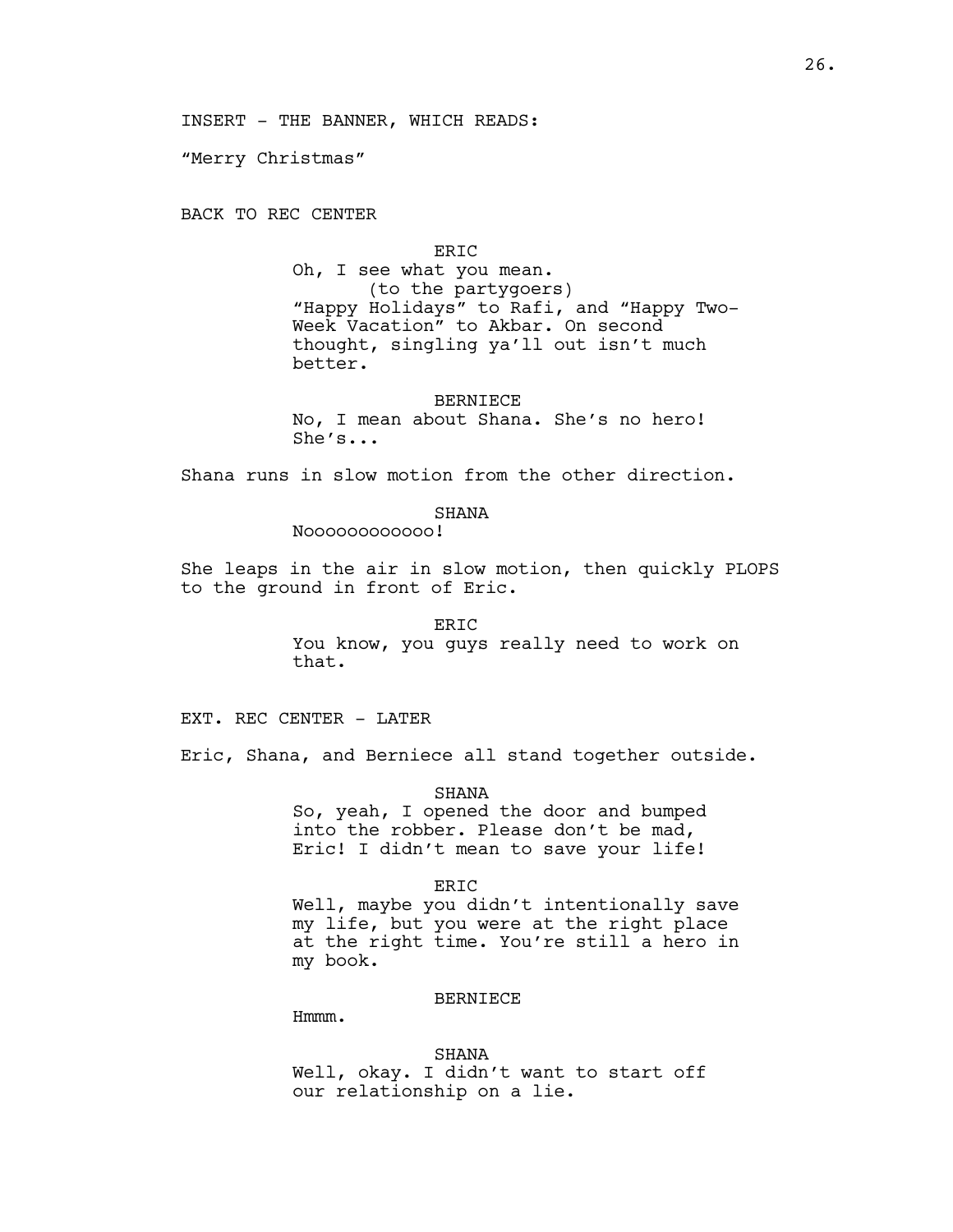INSERT - THE BANNER, WHICH READS:

“Merry Christmas”

BACK TO REC CENTER

ERIC

Oh, I see what you mean.

(to the partygoers)

“Happy Holidays” to Rafi, and “Happy Two-Week Vacation” to Akbar. On second thought, singling ya’ll out isn’t much better.

BERNIECE

No, I mean about Shana. She’s no hero! She’s...

Shana runs in slow motion from the other direction.

SHANA

Nooooooooooooo!

She leaps in the air in slow motion, then quickly PLOPS to the ground in front of Eric.

ERIC

You know, you guys really need to work on that.

EXT. REC CENTER - LATER

Eric, Shana, and Berniece all stand together outside.

SHANA

So, yeah, I opened the door and bumped into the robber. Please don’t be mad, Eric! I didn’t mean to save your life!

ERIC

Well, maybe you didn’t intentionally save my life, but you were at the right place at the right time. You’re still a hero in my book.

BERNIECE

Hmmm.

SHANA

Well, okay. I didn’t want to start off our relationship on a lie.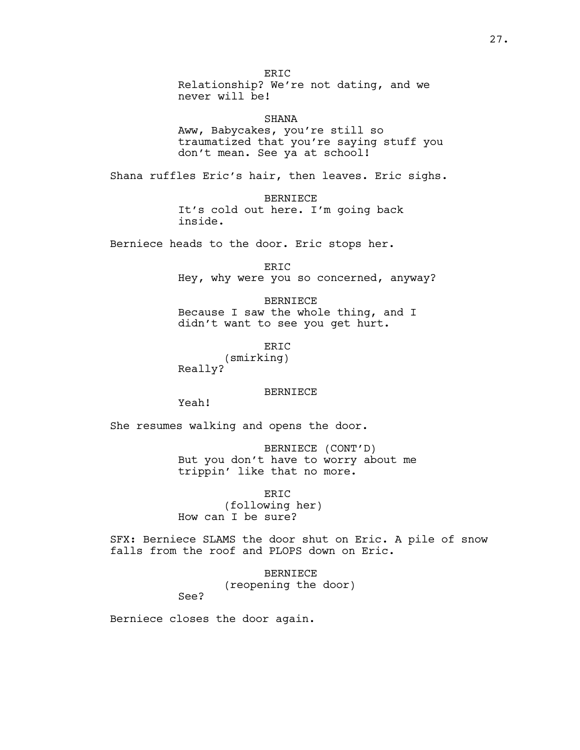ERIC
Relationship? We're not dating, and we never will be!

SHANA
Aww, Babycakes, you're still so traumatized that you're saying stuff you don't mean. See ya at school!

Shana ruffles Eric's hair, then leaves. Eric sighs.

BERNIECE
It's cold out here. I'm going back inside.

Berniece heads to the door. Eric stops her.

ERIC
Hey, why were you so concerned, anyway?

BERNIECE
Because I saw the whole thing, and I didn't want to see you get hurt.

ERIC
(smirking)
Really?

BERNIECE
Yeah!

She resumes walking and opens the door.

BERNIECE (CONT'D)
But you don't have to worry about me trippin' like that no more.

ERIC
(following her)
How can I be sure?

SFX: Berniece SLAMS the door shut on Eric. A pile of snow falls from the roof and PLOPS down on Eric.

BERNIECE
(reopening the door)
See?

Berniece closes the door again.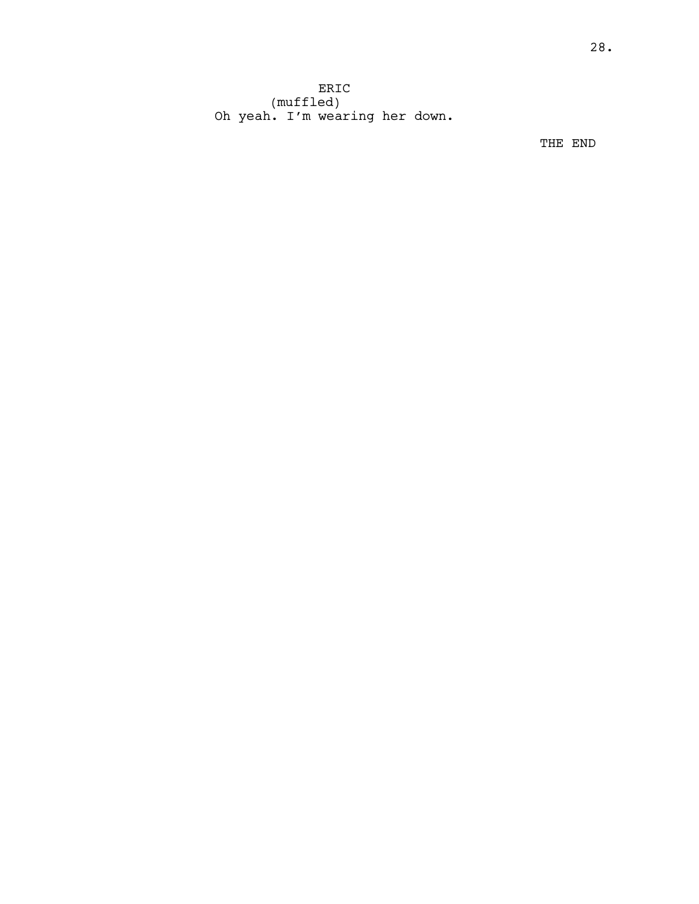ERIC
(muffled)
Oh yeah. I'm wearing her down.

THE END